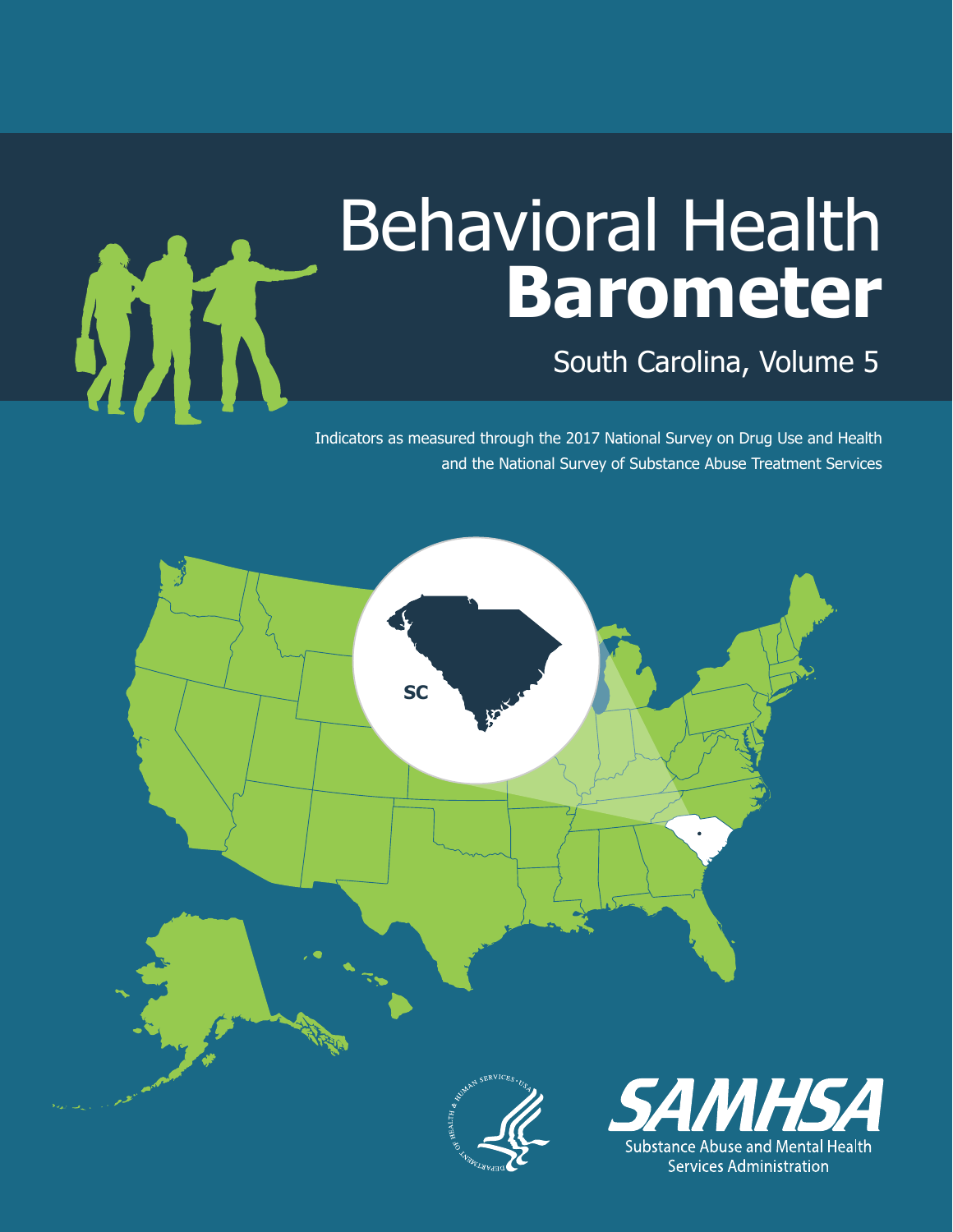# Behavioral Health **Barometer**

South Carolina, Volume 5

Indicators as measured through the 2017 National Survey on Drug Use and Health and the National Survey of Substance Abuse Treatment Services

SC

SAMHSA

Substance Abuse and Mental Health Services Administration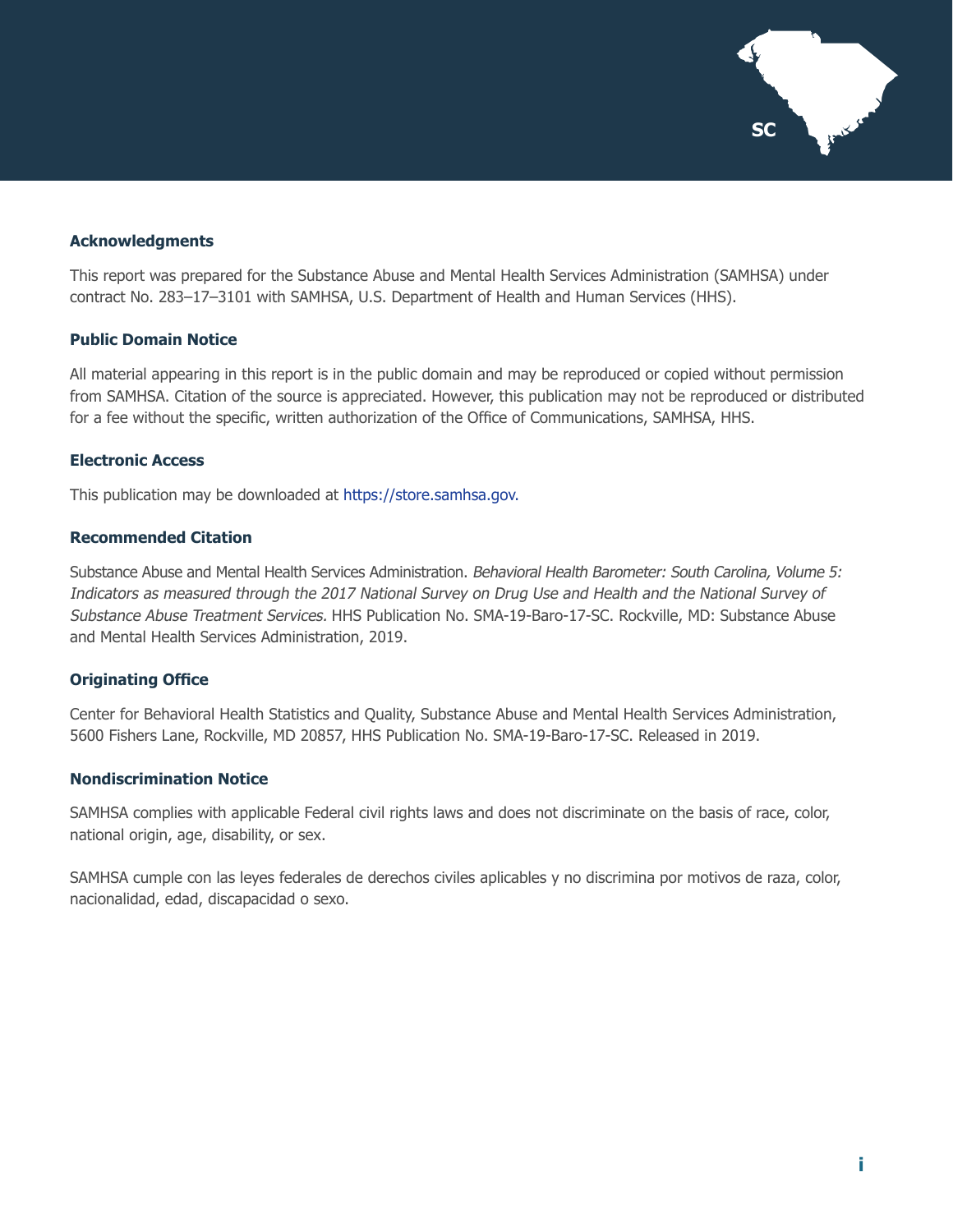## Acknowledgments

This report was prepared for the Substance Abuse and Mental Health Services Administration (SAMHSA) under contract No. 283–17–3101 with SAMHSA, U.S. Department of Health and Human Services (HHS).

## Public Domain Notice

All material appearing in this report is in the public domain and may be reproduced or copied without permission from SAMHSA. Citation of the source is appreciated. However, this publication may not be reproduced or distributed for a fee without the specific, written authorization of the Office of Communications, SAMHSA, HHS.

## Electronic Access

This publication may be downloaded at https://store.samhsa.gov.

## Recommended Citation

Substance Abuse and Mental Health Services Administration. *Behavioral Health Barometer: South Carolina, Volume 5: Indicators as measured through the 2017 National Survey on Drug Use and Health and the National Survey of Substance Abuse Treatment Services.* HHS Publication No. SMA-19-Baro-17-SC. Rockville, MD: Substance Abuse and Mental Health Services Administration, 2019.

## Originating Office

Center for Behavioral Health Statistics and Quality, Substance Abuse and Mental Health Services Administration, 5600 Fishers Lane, Rockville, MD 20857, HHS Publication No. SMA-19-Baro-17-SC. Released in 2019.

## Nondiscrimination Notice

SAMHSA complies with applicable Federal civil rights laws and does not discriminate on the basis of race, color, national origin, age, disability, or sex.

SAMHSA cumple con las leyes federales de derechos civiles aplicables y no discrimina por motivos de raza, color, nacionalidad, edad, discapacidad o sexo.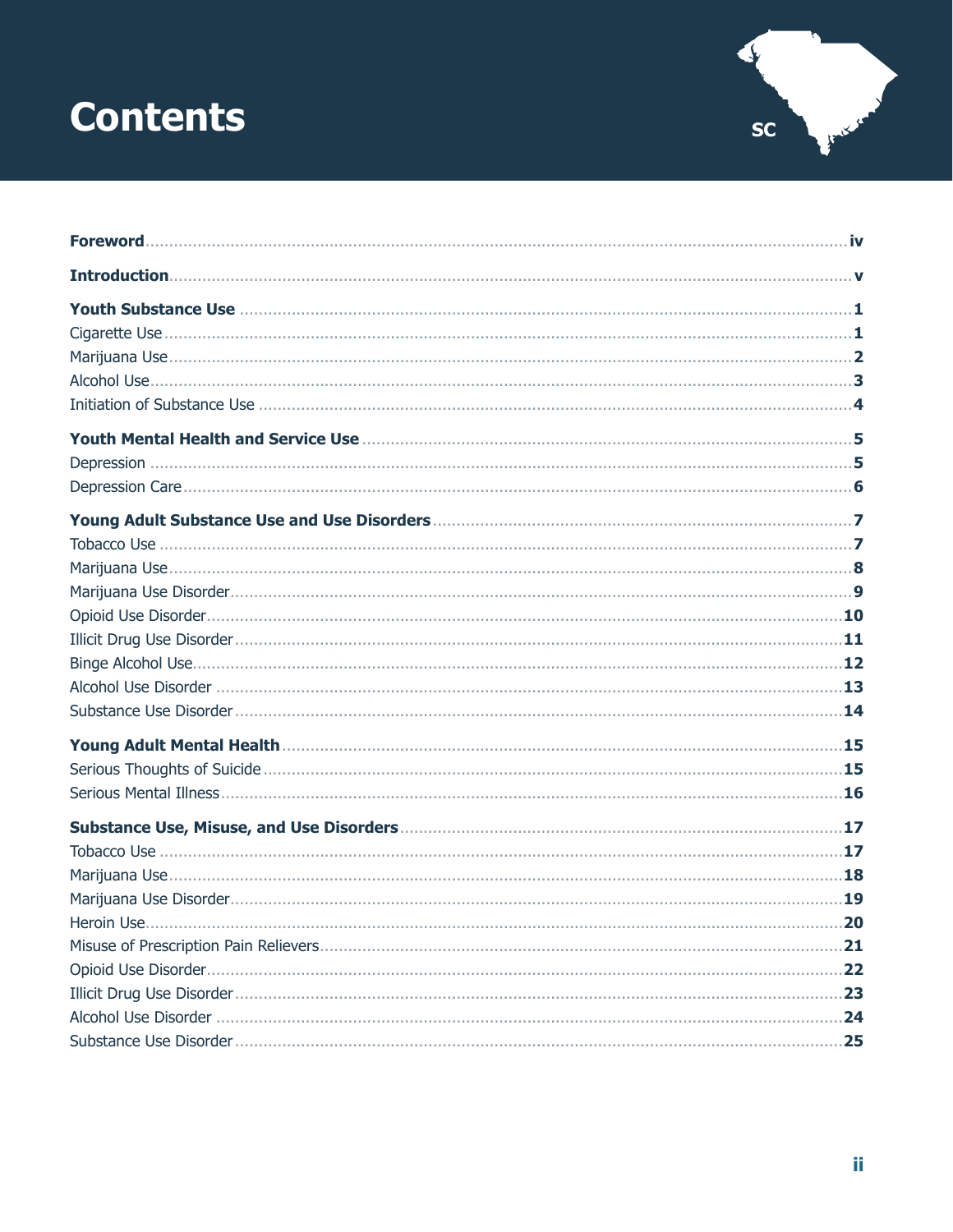# Contents

SC

**Foreword** ... **iv**

**Introduction** ... **v**

**Youth Substance Use** ... **1**
- Cigarette Use ... 1
- Marijuana Use ... 2
- Alcohol Use ... 3
- Initiation of Substance Use ... 4

**Youth Mental Health and Service Use** ... **5**
- Depression ... 5
- Depression Care ... 6

**Young Adult Substance Use and Use Disorders** ... **7**
- Tobacco Use ... 7
- Marijuana Use ... 8
- Marijuana Use Disorder ... 9
- Opioid Use Disorder ... 10
- Illicit Drug Use Disorder ... 11
- Binge Alcohol Use ... 12
- Alcohol Use Disorder ... 13
- Substance Use Disorder ... 14

**Young Adult Mental Health** ... **15**
- Serious Thoughts of Suicide ... 15
- Serious Mental Illness ... 16

**Substance Use, Misuse, and Use Disorders** ... **17**
- Tobacco Use ... 17
- Marijuana Use ... 18
- Marijuana Use Disorder ... 19
- Heroin Use ... 20
- Misuse of Prescription Pain Relievers ... 21
- Opioid Use Disorder ... 22
- Illicit Drug Use Disorder ... 23
- Alcohol Use Disorder ... 24
- Substance Use Disorder ... 25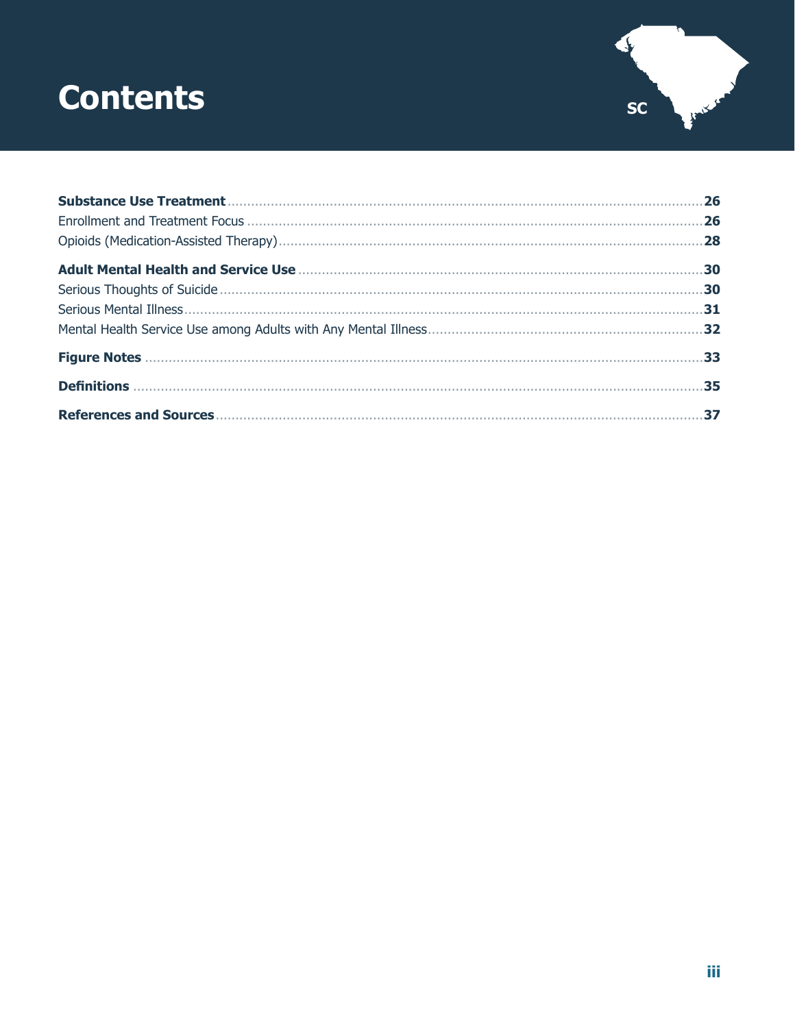# Contents

**Substance Use Treatment** ..... **26**

Enrollment and Treatment Focus ..... **26**

Opioids (Medication-Assisted Therapy) ..... **28**

**Adult Mental Health and Service Use** ..... **30**

Serious Thoughts of Suicide ..... **30**

Serious Mental Illness ..... **31**

Mental Health Service Use among Adults with Any Mental Illness ..... **32**

**Figure Notes** ..... **33**

**Definitions** ..... **35**

**References and Sources** ..... **37**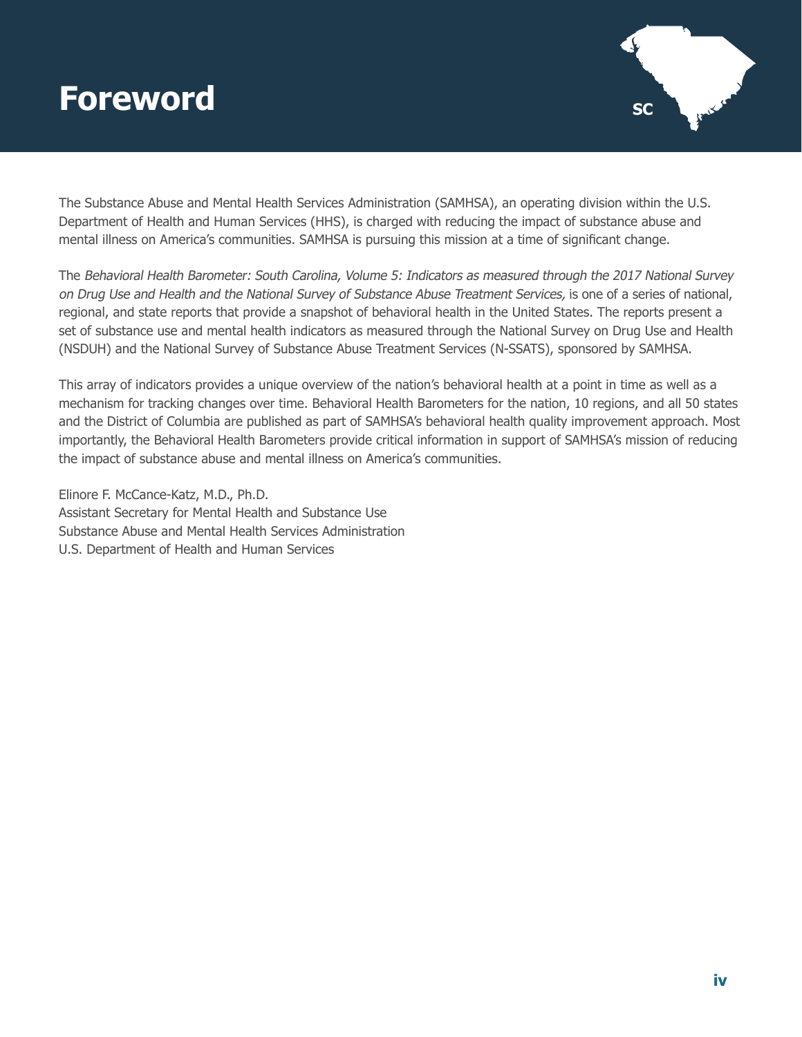# Foreword

The Substance Abuse and Mental Health Services Administration (SAMHSA), an operating division within the U.S. Department of Health and Human Services (HHS), is charged with reducing the impact of substance abuse and mental illness on America's communities. SAMHSA is pursuing this mission at a time of significant change.

The *Behavioral Health Barometer: South Carolina, Volume 5: Indicators as measured through the 2017 National Survey on Drug Use and Health and the National Survey of Substance Abuse Treatment Services,* is one of a series of national, regional, and state reports that provide a snapshot of behavioral health in the United States. The reports present a set of substance use and mental health indicators as measured through the National Survey on Drug Use and Health (NSDUH) and the National Survey of Substance Abuse Treatment Services (N-SSATS), sponsored by SAMHSA.

This array of indicators provides a unique overview of the nation's behavioral health at a point in time as well as a mechanism for tracking changes over time. Behavioral Health Barometers for the nation, 10 regions, and all 50 states and the District of Columbia are published as part of SAMHSA's behavioral health quality improvement approach. Most importantly, the Behavioral Health Barometers provide critical information in support of SAMHSA's mission of reducing the impact of substance abuse and mental illness on America's communities.

Elinore F. McCance-Katz, M.D., Ph.D.
Assistant Secretary for Mental Health and Substance Use
Substance Abuse and Mental Health Services Administration
U.S. Department of Health and Human Services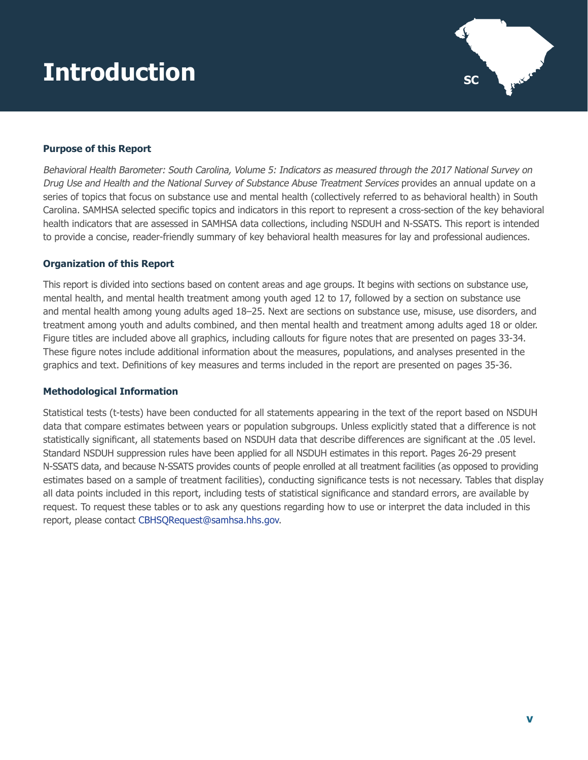# Introduction

### Purpose of this Report

*Behavioral Health Barometer: South Carolina, Volume 5: Indicators as measured through the 2017 National Survey on Drug Use and Health and the National Survey of Substance Abuse Treatment Services* provides an annual update on a series of topics that focus on substance use and mental health (collectively referred to as behavioral health) in South Carolina. SAMHSA selected specific topics and indicators in this report to represent a cross-section of the key behavioral health indicators that are assessed in SAMHSA data collections, including NSDUH and N-SSATS. This report is intended to provide a concise, reader-friendly summary of key behavioral health measures for lay and professional audiences.

### Organization of this Report

This report is divided into sections based on content areas and age groups. It begins with sections on substance use, mental health, and mental health treatment among youth aged 12 to 17, followed by a section on substance use and mental health among young adults aged 18–25. Next are sections on substance use, misuse, use disorders, and treatment among youth and adults combined, and then mental health and treatment among adults aged 18 or older. Figure titles are included above all graphics, including callouts for figure notes that are presented on pages 33-34. These figure notes include additional information about the measures, populations, and analyses presented in the graphics and text. Definitions of key measures and terms included in the report are presented on pages 35-36.

### Methodological Information

Statistical tests (t-tests) have been conducted for all statements appearing in the text of the report based on NSDUH data that compare estimates between years or population subgroups. Unless explicitly stated that a difference is not statistically significant, all statements based on NSDUH data that describe differences are significant at the .05 level. Standard NSDUH suppression rules have been applied for all NSDUH estimates in this report. Pages 26-29 present N-SSATS data, and because N-SSATS provides counts of people enrolled at all treatment facilities (as opposed to providing estimates based on a sample of treatment facilities), conducting significance tests is not necessary. Tables that display all data points included in this report, including tests of statistical significance and standard errors, are available by request. To request these tables or to ask any questions regarding how to use or interpret the data included in this report, please contact CBHSQRequest@samhsa.hhs.gov.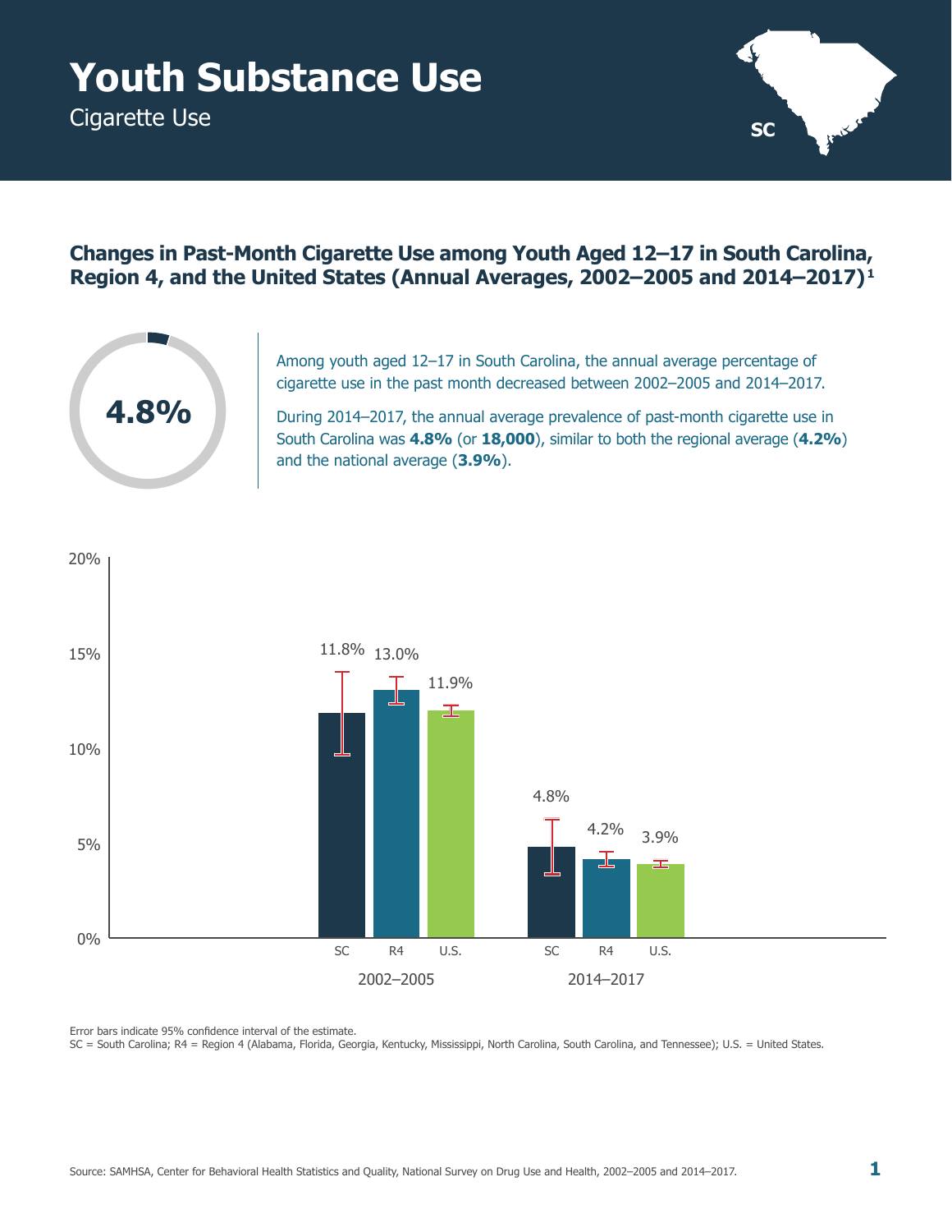# Youth Substance Use

Cigarette Use

SC

## Changes in Past-Month Cigarette Use among Youth Aged 12–17 in South Carolina, Region 4, and the United States (Annual Averages, 2002–2005 and 2014–2017)[1]

**4.8%**

Among youth aged 12–17 in South Carolina, the annual average percentage of cigarette use in the past month decreased between 2002–2005 and 2014–2017.

During 2014–2017, the annual average prevalence of past-month cigarette use in South Carolina was **4.8%** (or **18,000**), similar to both the regional average (**4.2%**) and the national average (**3.9%**).

| | SC | R4 | U.S. |
|---|---|---|---|
| 2002–2005 | 11.8% | 13.0% | 11.9% |
| 2014–2017 | 4.8% | 4.2% | 3.9% |

Error bars indicate 95% confidence interval of the estimate.

SC = South Carolina; R4 = Region 4 (Alabama, Florida, Georgia, Kentucky, Mississippi, North Carolina, South Carolina, and Tennessee); U.S. = United States.

Source: SAMHSA, Center for Behavioral Health Statistics and Quality, National Survey on Drug Use and Health, 2002–2005 and 2014–2017.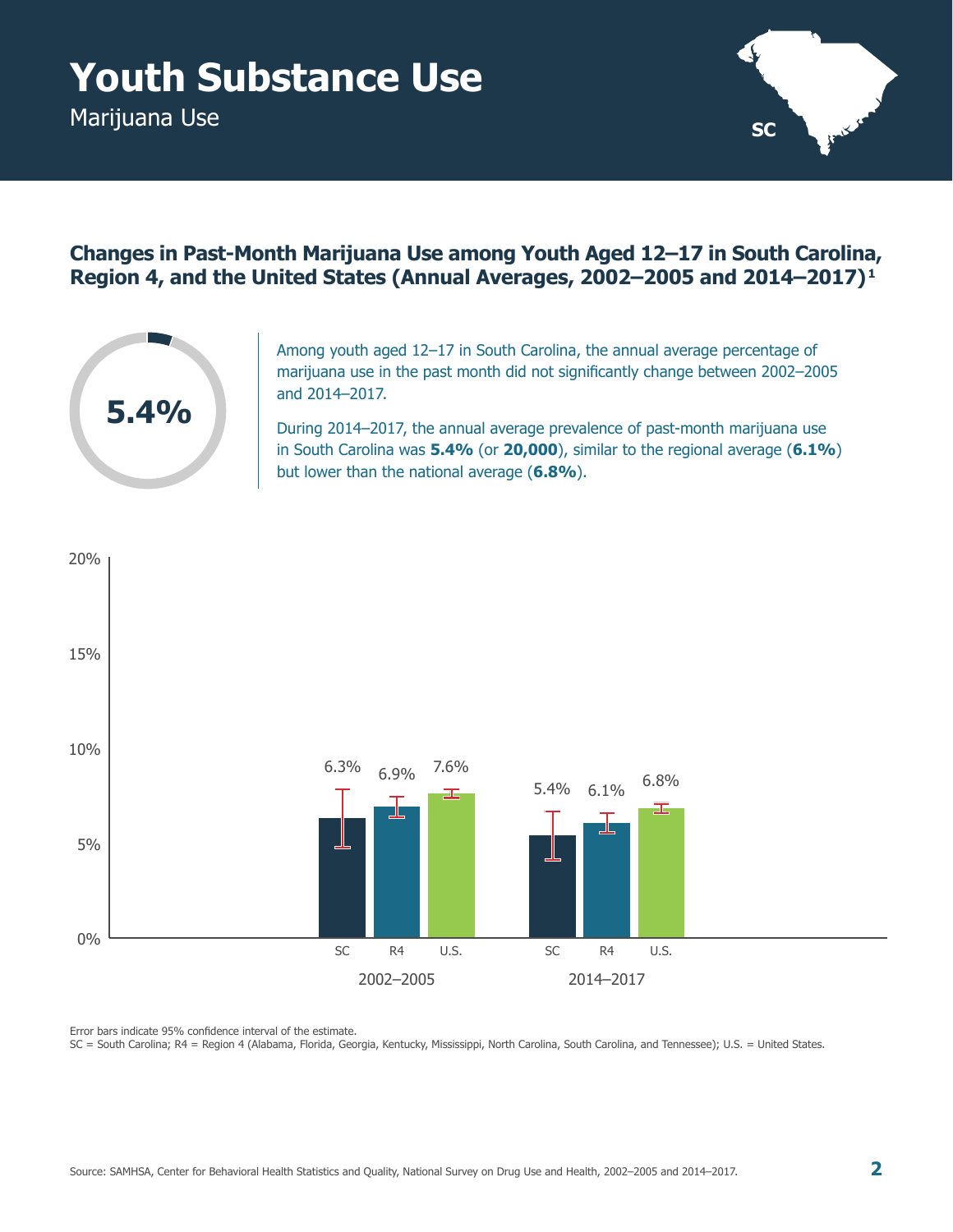# Youth Substance Use

Marijuana Use

SC

## Changes in Past-Month Marijuana Use among Youth Aged 12–17 in South Carolina, Region 4, and the United States (Annual Averages, 2002–2005 and 2014–2017)[1]

5.4%

Among youth aged 12–17 in South Carolina, the annual average percentage of marijuana use in the past month did not significantly change between 2002–2005 and 2014–2017.

During 2014–2017, the annual average prevalence of past-month marijuana use in South Carolina was **5.4%** (or **20,000**), similar to the regional average (**6.1%**) but lower than the national average (**6.8%**).

| | SC | R4 | U.S. |
|---|---|---|---|
| 2002–2005 | 6.3% | 6.9% | 7.6% |
| 2014–2017 | 5.4% | 6.1% | 6.8% |

Error bars indicate 95% confidence interval of the estimate.

SC = South Carolina; R4 = Region 4 (Alabama, Florida, Georgia, Kentucky, Mississippi, North Carolina, South Carolina, and Tennessee); U.S. = United States.

Source: SAMHSA, Center for Behavioral Health Statistics and Quality, National Survey on Drug Use and Health, 2002–2005 and 2014–2017.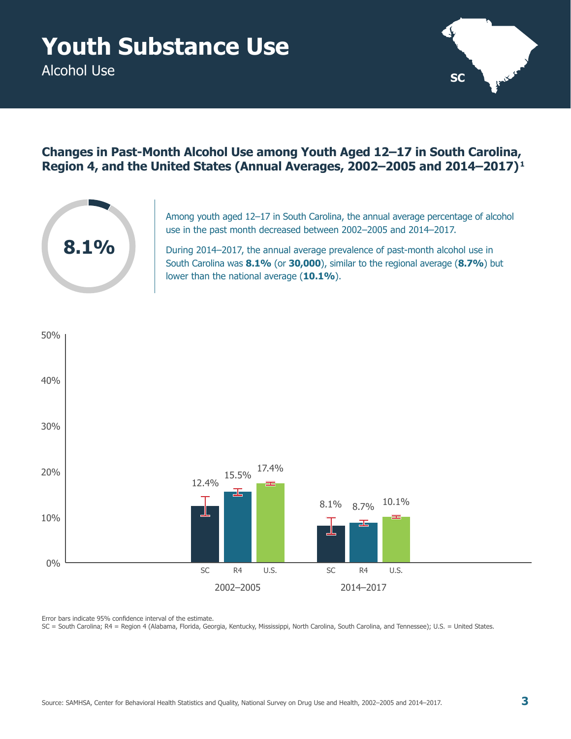# Youth Substance Use

Alcohol Use

SC

## Changes in Past-Month Alcohol Use among Youth Aged 12–17 in South Carolina, Region 4, and the United States (Annual Averages, 2002–2005 and 2014–2017)[1]

8.1%

Among youth aged 12–17 in South Carolina, the annual average percentage of alcohol use in the past month decreased between 2002–2005 and 2014–2017.

During 2014–2017, the annual average prevalence of past-month alcohol use in South Carolina was **8.1%** (or **30,000**), similar to the regional average (**8.7%**) but lower than the national average (**10.1%**).

| Period | SC | R4 | U.S. |
|---|---|---|---|
| 2002–2005 | 12.4% | 15.5% | 17.4% |
| 2014–2017 | 8.1% | 8.7% | 10.1% |

Error bars indicate 95% confidence interval of the estimate.

SC = South Carolina; R4 = Region 4 (Alabama, Florida, Georgia, Kentucky, Mississippi, North Carolina, South Carolina, and Tennessee); U.S. = United States.

Source: SAMHSA, Center for Behavioral Health Statistics and Quality, National Survey on Drug Use and Health, 2002–2005 and 2014–2017.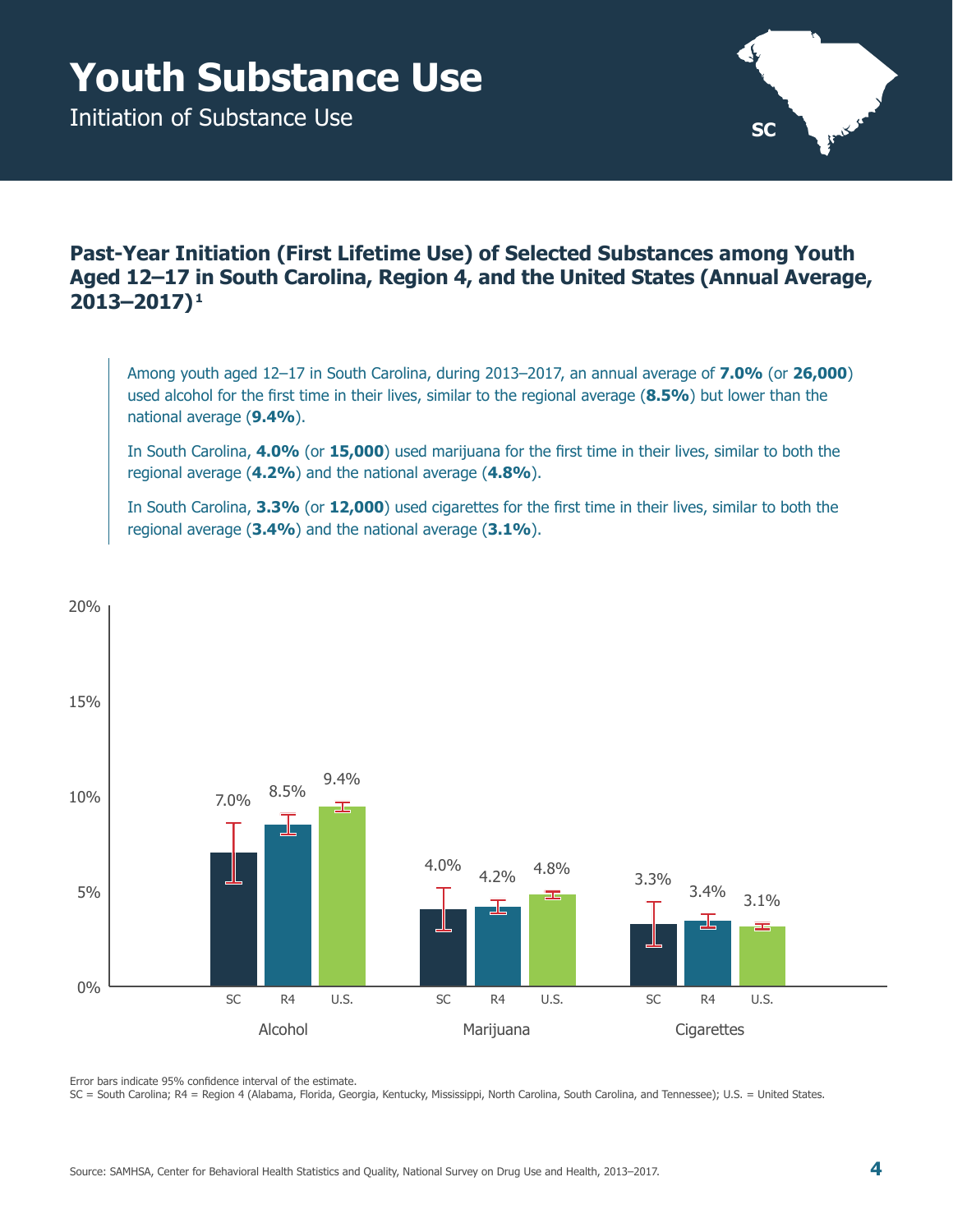# Youth Substance Use

Initiation of Substance Use

## Past-Year Initiation (First Lifetime Use) of Selected Substances among Youth Aged 12–17 in South Carolina, Region 4, and the United States (Annual Average, 2013–2017)[1]

Among youth aged 12–17 in South Carolina, during 2013–2017, an annual average of **7.0%** (or **26,000**) used alcohol for the first time in their lives, similar to the regional average (**8.5%**) but lower than the national average (**9.4%**).

In South Carolina, **4.0%** (or **15,000**) used marijuana for the first time in their lives, similar to both the regional average (**4.2%**) and the national average (**4.8%**).

In South Carolina, **3.3%** (or **12,000**) used cigarettes for the first time in their lives, similar to both the regional average (**3.4%**) and the national average (**3.1%**).

| | SC | R4 | U.S. |
|---|---|---|---|
| Alcohol | 7.0% | 8.5% | 9.4% |
| Marijuana | 4.0% | 4.2% | 4.8% |
| Cigarettes | 3.3% | 3.4% | 3.1% |

Error bars indicate 95% confidence interval of the estimate.

SC = South Carolina; R4 = Region 4 (Alabama, Florida, Georgia, Kentucky, Mississippi, North Carolina, South Carolina, and Tennessee); U.S. = United States.

Source: SAMHSA, Center for Behavioral Health Statistics and Quality, National Survey on Drug Use and Health, 2013–2017.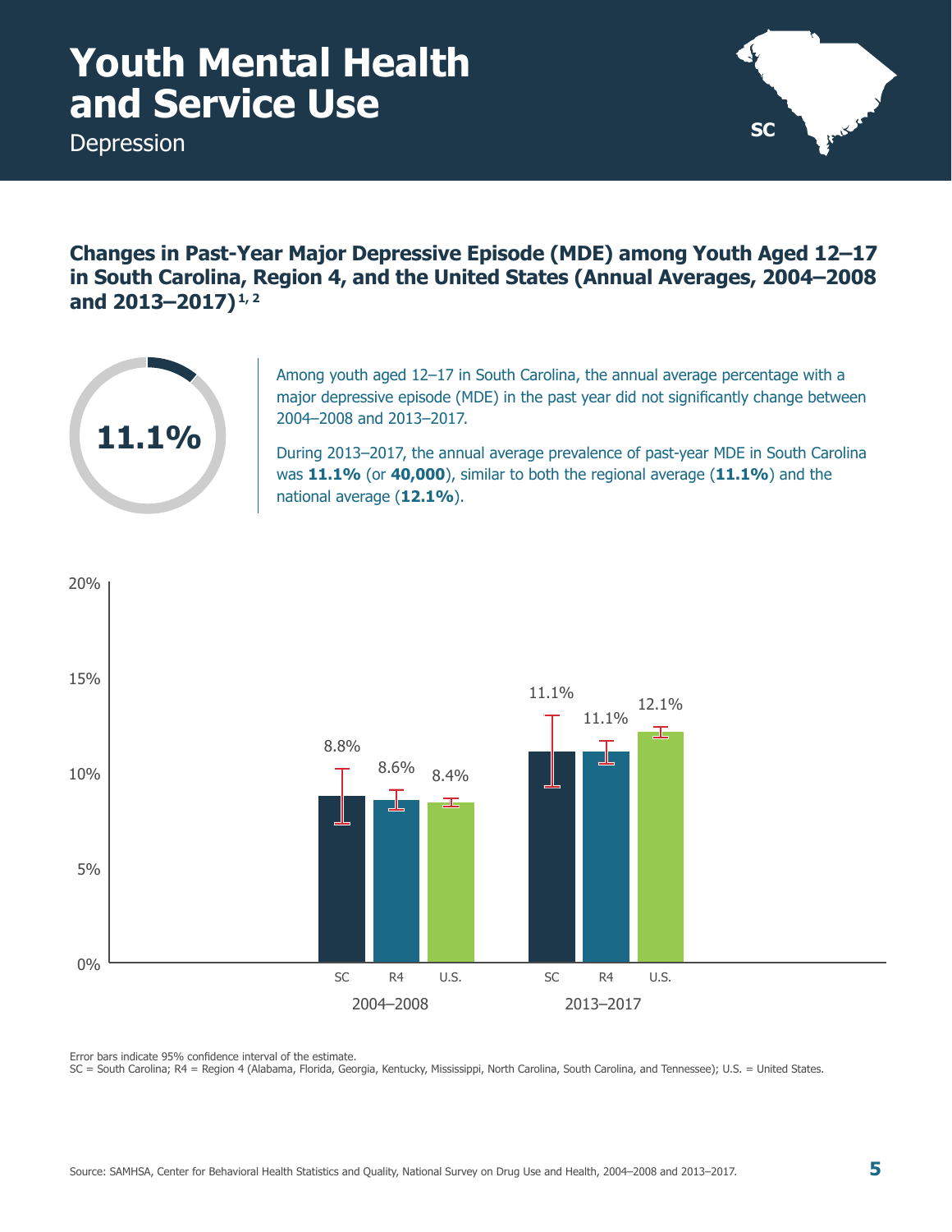# Youth Mental Health and Service Use

Depression

## Changes in Past-Year Major Depressive Episode (MDE) among Youth Aged 12–17 in South Carolina, Region 4, and the United States (Annual Averages, 2004–2008 and 2013–2017)[1, 2]

**11.1%**

Among youth aged 12–17 in South Carolina, the annual average percentage with a major depressive episode (MDE) in the past year did not significantly change between 2004–2008 and 2013–2017.

During 2013–2017, the annual average prevalence of past-year MDE in South Carolina was **11.1%** (or **40,000**), similar to both the regional average (**11.1%**) and the national average (**12.1%**).

| | SC | R4 | U.S. |
|---|---|---|---|
| 2004–2008 | 8.8% | 8.6% | 8.4% |
| 2013–2017 | 11.1% | 11.1% | 12.1% |

Error bars indicate 95% confidence interval of the estimate.

SC = South Carolina; R4 = Region 4 (Alabama, Florida, Georgia, Kentucky, Mississippi, North Carolina, South Carolina, and Tennessee); U.S. = United States.

Source: SAMHSA, Center for Behavioral Health Statistics and Quality, National Survey on Drug Use and Health, 2004–2008 and 2013–2017.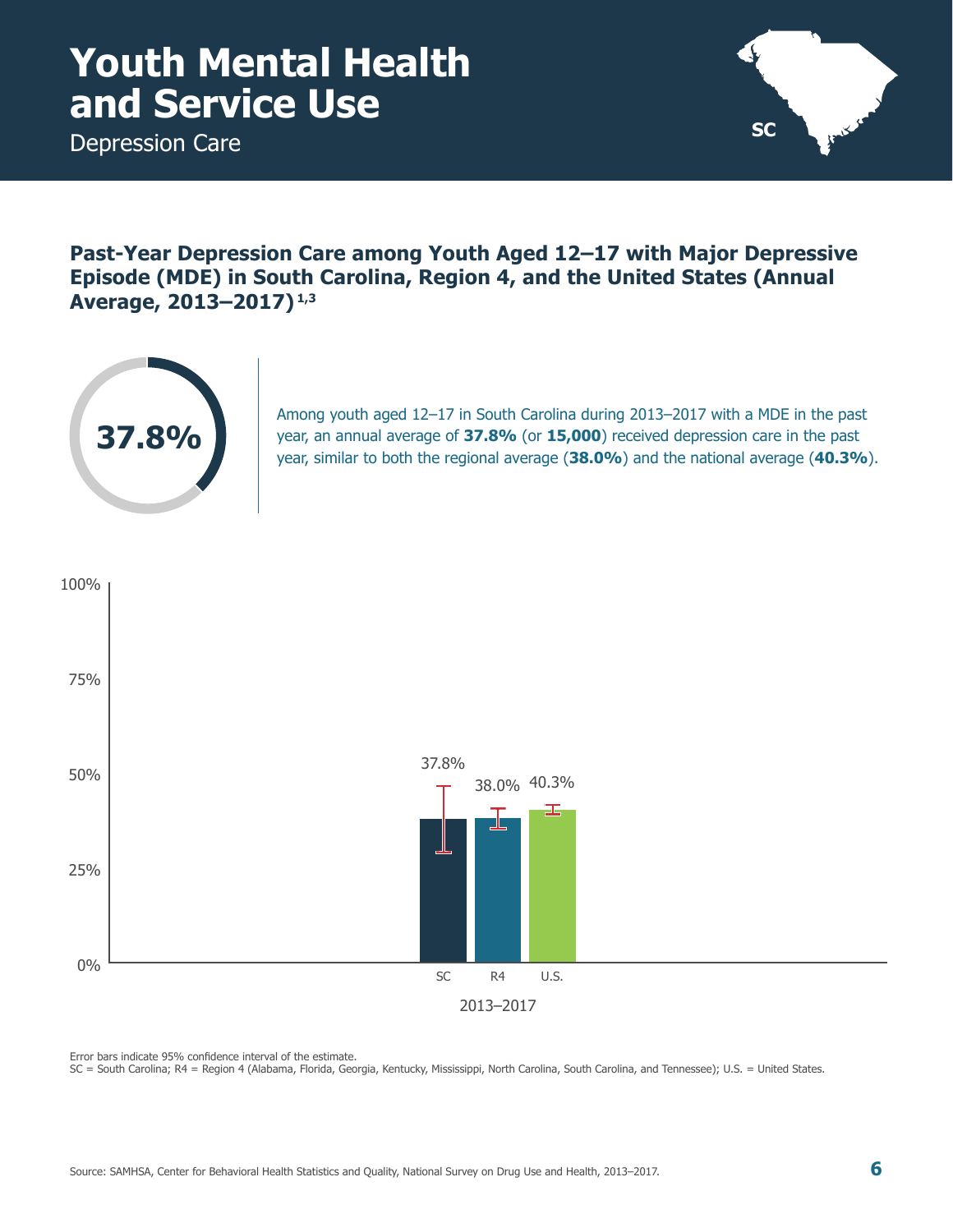# Youth Mental Health and Service Use

Depression Care

SC

## Past-Year Depression Care among Youth Aged 12–17 with Major Depressive Episode (MDE) in South Carolina, Region 4, and the United States (Annual Average, 2013–2017)[1,3]

**37.8%**

Among youth aged 12–17 in South Carolina during 2013–2017 with a MDE in the past year, an annual average of **37.8%** (or **15,000**) received depression care in the past year, similar to both the regional average (**38.0%**) and the national average (**40.3%**).

| 2013–2017 | SC | R4 | U.S. |
|---|---|---|---|
| Past-year depression care | 37.8% | 38.0% | 40.3% |

Error bars indicate 95% confidence interval of the estimate.

SC = South Carolina; R4 = Region 4 (Alabama, Florida, Georgia, Kentucky, Mississippi, North Carolina, South Carolina, and Tennessee); U.S. = United States.

Source: SAMHSA, Center for Behavioral Health Statistics and Quality, National Survey on Drug Use and Health, 2013–2017.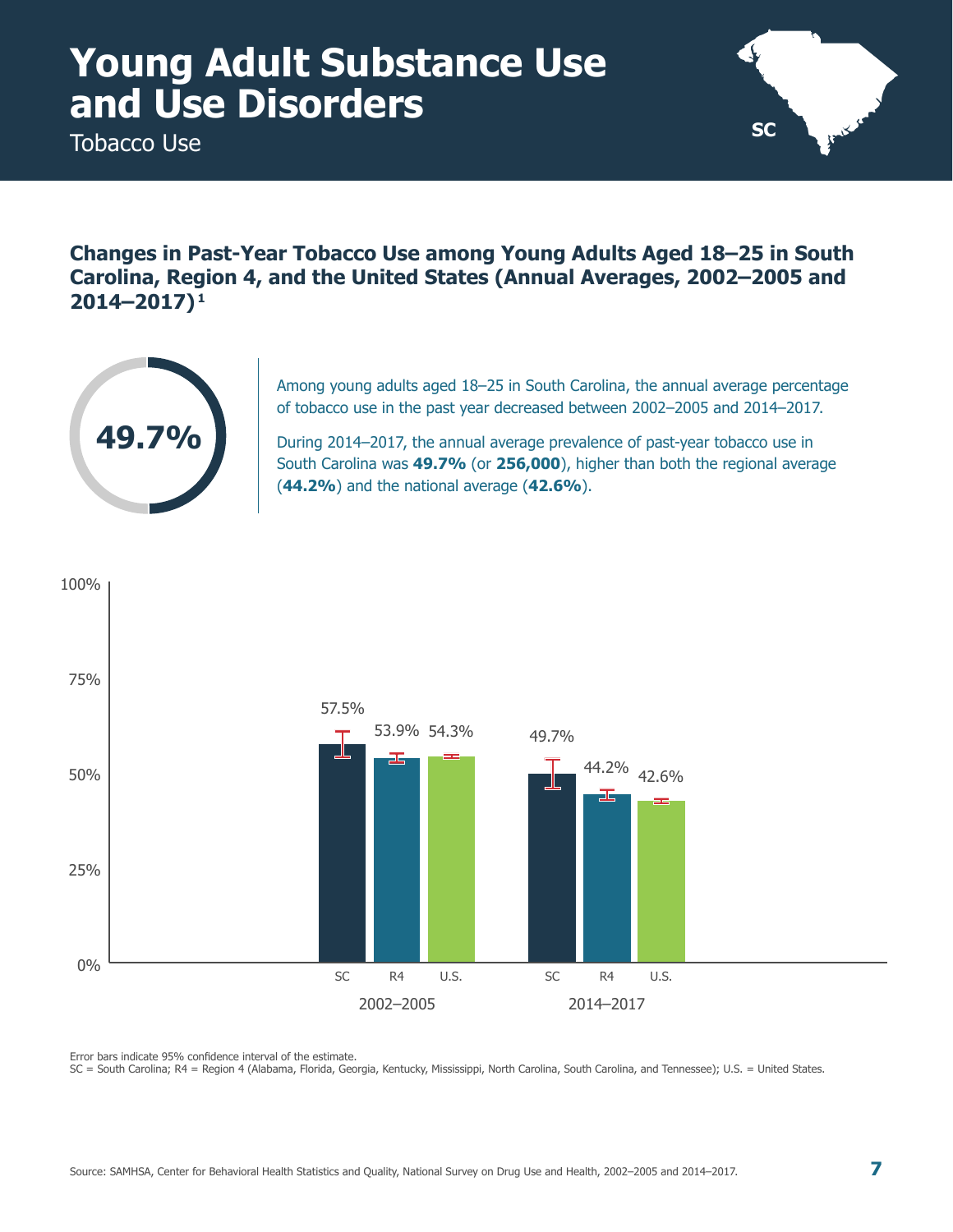# Young Adult Substance Use and Use Disorders

Tobacco Use

SC

## Changes in Past-Year Tobacco Use among Young Adults Aged 18–25 in South Carolina, Region 4, and the United States (Annual Averages, 2002–2005 and 2014–2017)[1]

49.7%

Among young adults aged 18–25 in South Carolina, the annual average percentage of tobacco use in the past year decreased between 2002–2005 and 2014–2017.

During 2014–2017, the annual average prevalence of past-year tobacco use in South Carolina was **49.7%** (or **256,000**), higher than both the regional average (**44.2%**) and the national average (**42.6%**).

| Period | SC | R4 | U.S. |
|---|---|---|---|
| 2002–2005 | 57.5% | 53.9% | 54.3% |
| 2014–2017 | 49.7% | 44.2% | 42.6% |

Error bars indicate 95% confidence interval of the estimate.

SC = South Carolina; R4 = Region 4 (Alabama, Florida, Georgia, Kentucky, Mississippi, North Carolina, South Carolina, and Tennessee); U.S. = United States.

Source: SAMHSA, Center for Behavioral Health Statistics and Quality, National Survey on Drug Use and Health, 2002–2005 and 2014–2017.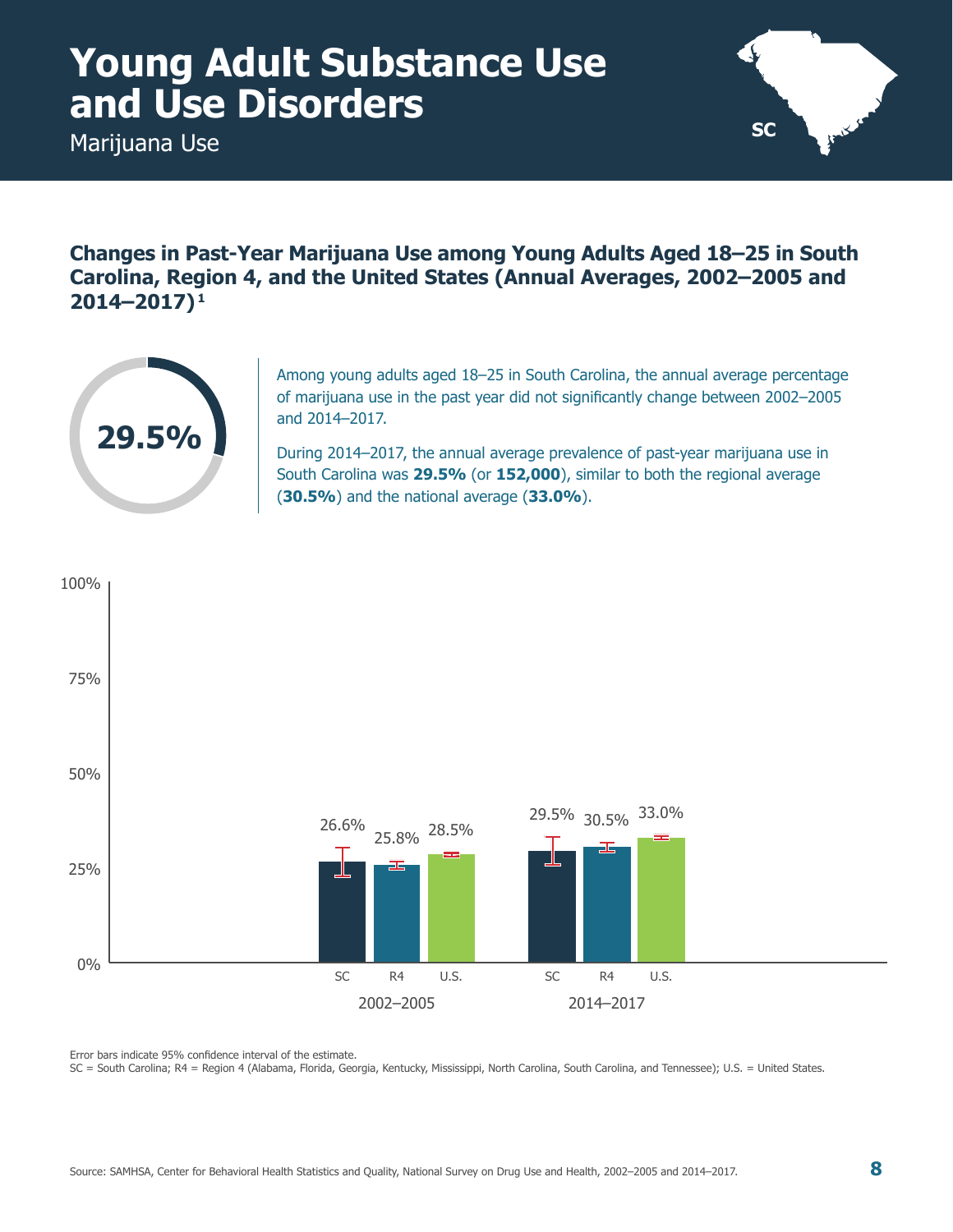# Young Adult Substance Use and Use Disorders

Marijuana Use

SC

## Changes in Past-Year Marijuana Use among Young Adults Aged 18–25 in South Carolina, Region 4, and the United States (Annual Averages, 2002–2005 and 2014–2017)[1]

**29.5%**

Among young adults aged 18–25 in South Carolina, the annual average percentage of marijuana use in the past year did not significantly change between 2002–2005 and 2014–2017.

During 2014–2017, the annual average prevalence of past-year marijuana use in South Carolina was **29.5%** (or **152,000**), similar to both the regional average (**30.5%**) and the national average (**33.0%**).

| | SC | R4 | U.S. |
|---|---|---|---|
| 2002–2005 | 26.6% | 25.8% | 28.5% |
| 2014–2017 | 29.5% | 30.5% | 33.0% |

Error bars indicate 95% confidence interval of the estimate.

SC = South Carolina; R4 = Region 4 (Alabama, Florida, Georgia, Kentucky, Mississippi, North Carolina, South Carolina, and Tennessee); U.S. = United States.

Source: SAMHSA, Center for Behavioral Health Statistics and Quality, National Survey on Drug Use and Health, 2002–2005 and 2014–2017.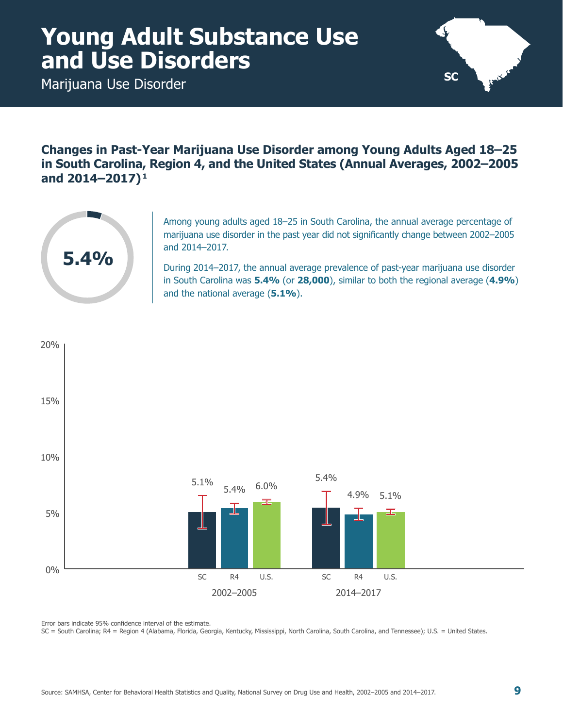# Young Adult Substance Use and Use Disorders

Marijuana Use Disorder

## Changes in Past-Year Marijuana Use Disorder among Young Adults Aged 18–25 in South Carolina, Region 4, and the United States (Annual Averages, 2002–2005 and 2014–2017)[1]

**5.4%**

Among young adults aged 18–25 in South Carolina, the annual average percentage of marijuana use disorder in the past year did not significantly change between 2002–2005 and 2014–2017.

During 2014–2017, the annual average prevalence of past-year marijuana use disorder in South Carolina was **5.4%** (or **28,000**), similar to both the regional average (**4.9%**) and the national average (**5.1%**).

| | SC | R4 | U.S. |
|---|---|---|---|
| 2002–2005 | 5.1% | 5.4% | 6.0% |
| 2014–2017 | 5.4% | 4.9% | 5.1% |

Error bars indicate 95% confidence interval of the estimate.

SC = South Carolina; R4 = Region 4 (Alabama, Florida, Georgia, Kentucky, Mississippi, North Carolina, South Carolina, and Tennessee); U.S. = United States.

Source: SAMHSA, Center for Behavioral Health Statistics and Quality, National Survey on Drug Use and Health, 2002–2005 and 2014–2017.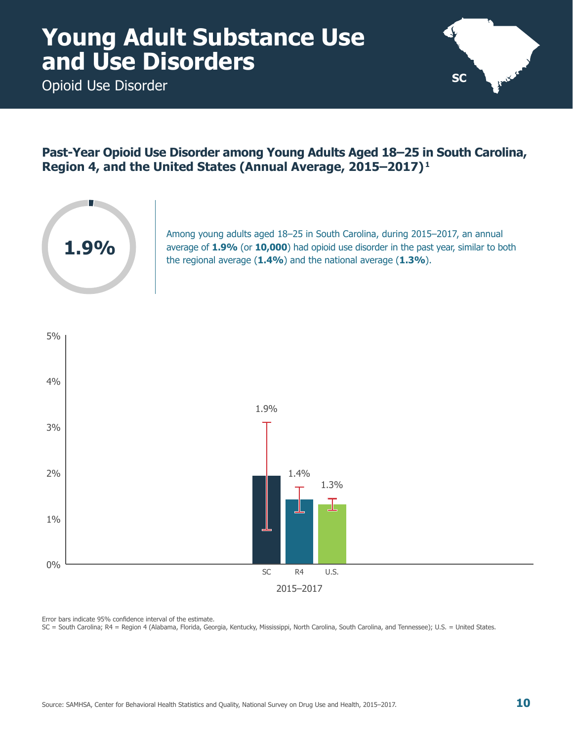# Young Adult Substance Use and Use Disorders

Opioid Use Disorder

## Past-Year Opioid Use Disorder among Young Adults Aged 18–25 in South Carolina, Region 4, and the United States (Annual Average, 2015–2017)[1]

**1.9%**

Among young adults aged 18–25 in South Carolina, during 2015–2017, an annual average of **1.9%** (or **10,000**) had opioid use disorder in the past year, similar to both the regional average (**1.4%**) and the national average (**1.3%**).

| 2015–2017 | Percent |
|---|---|
| SC | 1.9% |
| R4 | 1.4% |
| U.S. | 1.3% |

Error bars indicate 95% confidence interval of the estimate.
SC = South Carolina; R4 = Region 4 (Alabama, Florida, Georgia, Kentucky, Mississippi, North Carolina, South Carolina, and Tennessee); U.S. = United States.

Source: SAMHSA, Center for Behavioral Health Statistics and Quality, National Survey on Drug Use and Health, 2015–2017.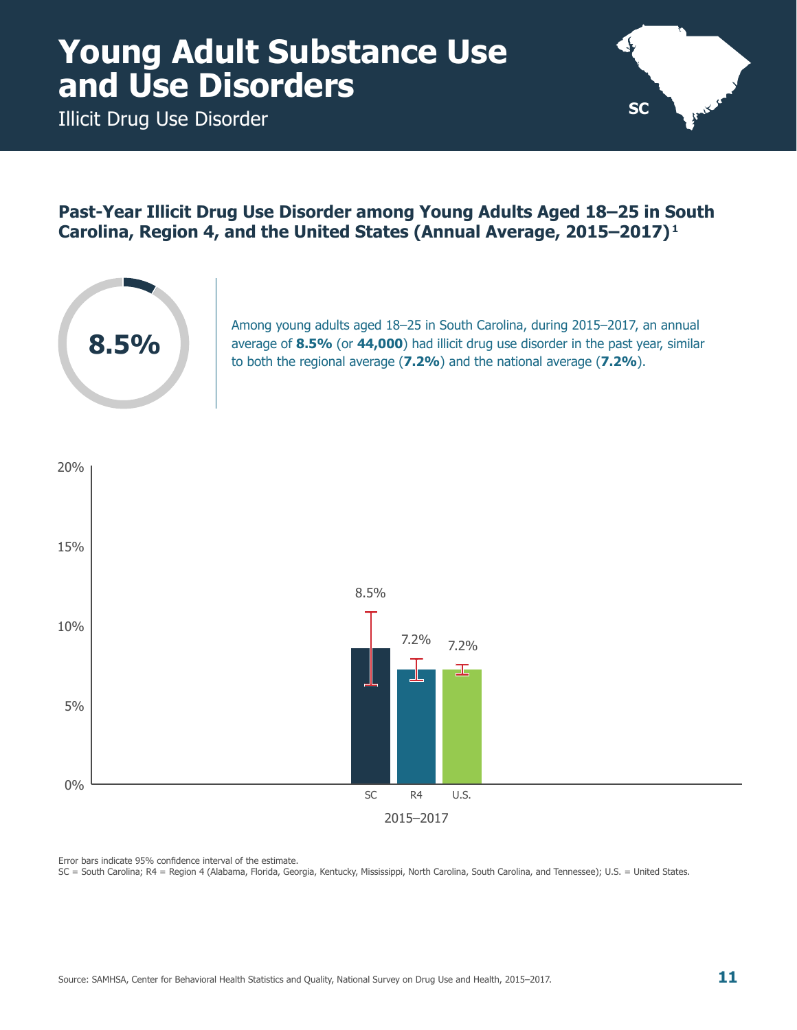# Young Adult Substance Use and Use Disorders

Illicit Drug Use Disorder

SC

## Past-Year Illicit Drug Use Disorder among Young Adults Aged 18–25 in South Carolina, Region 4, and the United States (Annual Average, 2015–2017)[1]

**8.5%**

Among young adults aged 18–25 in South Carolina, during 2015–2017, an annual average of **8.5%** (or **44,000**) had illicit drug use disorder in the past year, similar to both the regional average (**7.2%**) and the national average (**7.2%**).

| 2015–2017 | SC | R4 | U.S. |
|---|---|---|---|
| Past-Year Illicit Drug Use Disorder | 8.5% | 7.2% | 7.2% |

Error bars indicate 95% confidence interval of the estimate.

SC = South Carolina; R4 = Region 4 (Alabama, Florida, Georgia, Kentucky, Mississippi, North Carolina, South Carolina, and Tennessee); U.S. = United States.

Source: SAMHSA, Center for Behavioral Health Statistics and Quality, National Survey on Drug Use and Health, 2015–2017.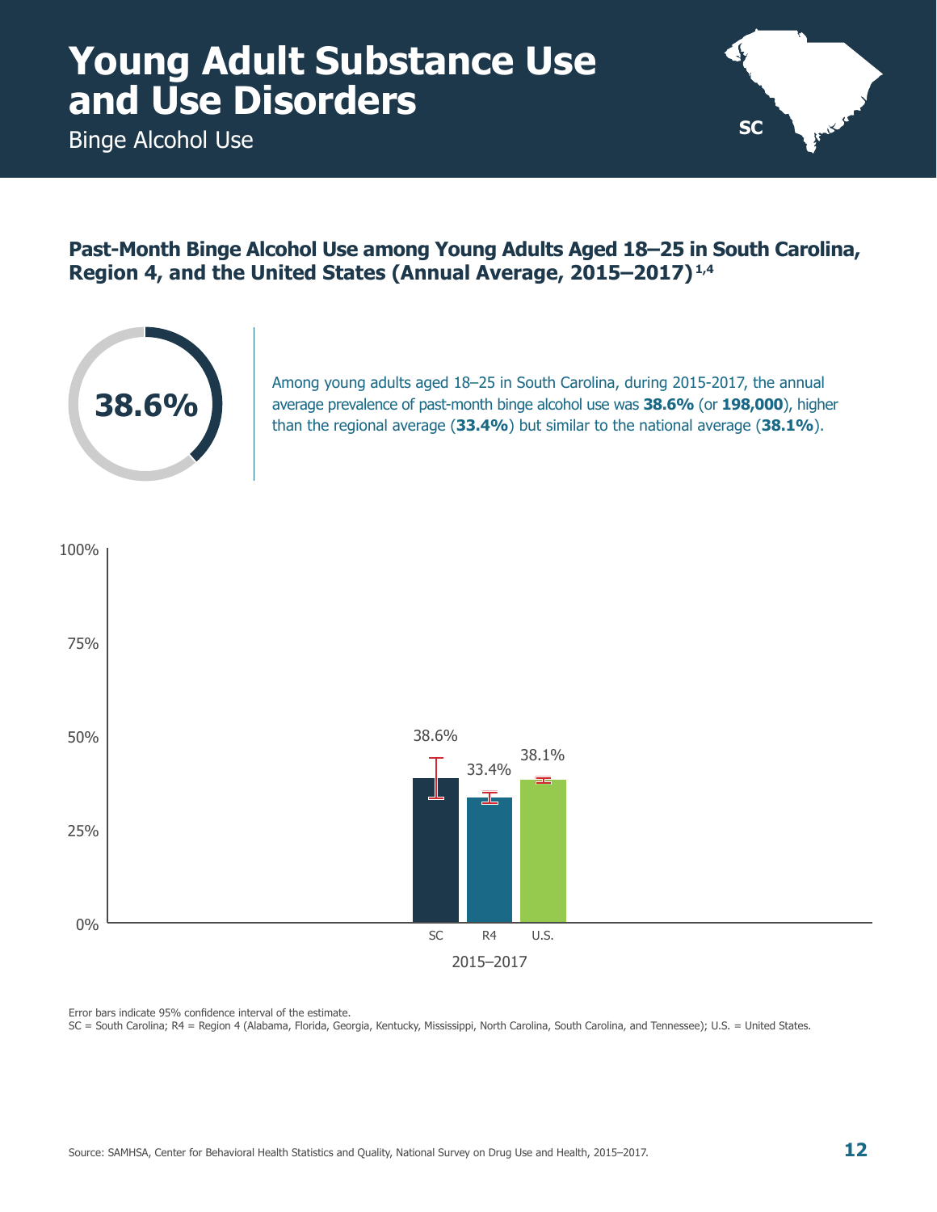# Young Adult Substance Use and Use Disorders

Binge Alcohol Use

SC

## Past-Month Binge Alcohol Use among Young Adults Aged 18–25 in South Carolina, Region 4, and the United States (Annual Average, 2015–2017)[1,4]

38.6%

Among young adults aged 18–25 in South Carolina, during 2015-2017, the annual average prevalence of past-month binge alcohol use was **38.6%** (or **198,000**), higher than the regional average (**33.4%**) but similar to the national average (**38.1%**).

| 2015–2017 | SC | R4 | U.S. |
|---|---|---|---|
| Past-month binge alcohol use | 38.6% | 33.4% | 38.1% |

Error bars indicate 95% confidence interval of the estimate.

SC = South Carolina; R4 = Region 4 (Alabama, Florida, Georgia, Kentucky, Mississippi, North Carolina, South Carolina, and Tennessee); U.S. = United States.

Source: SAMHSA, Center for Behavioral Health Statistics and Quality, National Survey on Drug Use and Health, 2015–2017.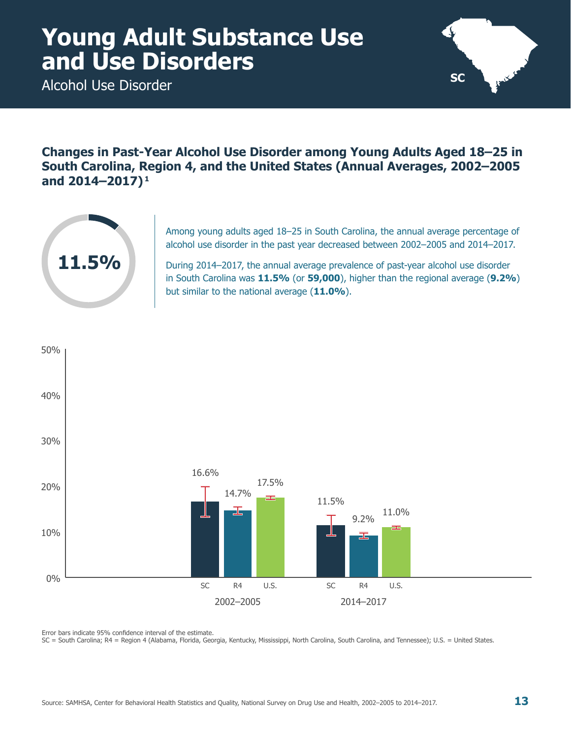# Young Adult Substance Use and Use Disorders

Alcohol Use Disorder

SC

## Changes in Past-Year Alcohol Use Disorder among Young Adults Aged 18–25 in South Carolina, Region 4, and the United States (Annual Averages, 2002–2005 and 2014–2017)[1]

11.5%

Among young adults aged 18–25 in South Carolina, the annual average percentage of alcohol use disorder in the past year decreased between 2002–2005 and 2014–2017.

During 2014–2017, the annual average prevalence of past-year alcohol use disorder in South Carolina was **11.5%** (or **59,000**), higher than the regional average (**9.2%**) but similar to the national average (**11.0%**).

| Period | SC | R4 | U.S. |
|---|---|---|---|
| 2002–2005 | 16.6% | 14.7% | 17.5% |
| 2014–2017 | 11.5% | 9.2% | 11.0% |

Error bars indicate 95% confidence interval of the estimate.

SC = South Carolina; R4 = Region 4 (Alabama, Florida, Georgia, Kentucky, Mississippi, North Carolina, South Carolina, and Tennessee); U.S. = United States.

Source: SAMHSA, Center for Behavioral Health Statistics and Quality, National Survey on Drug Use and Health, 2002–2005 to 2014–2017.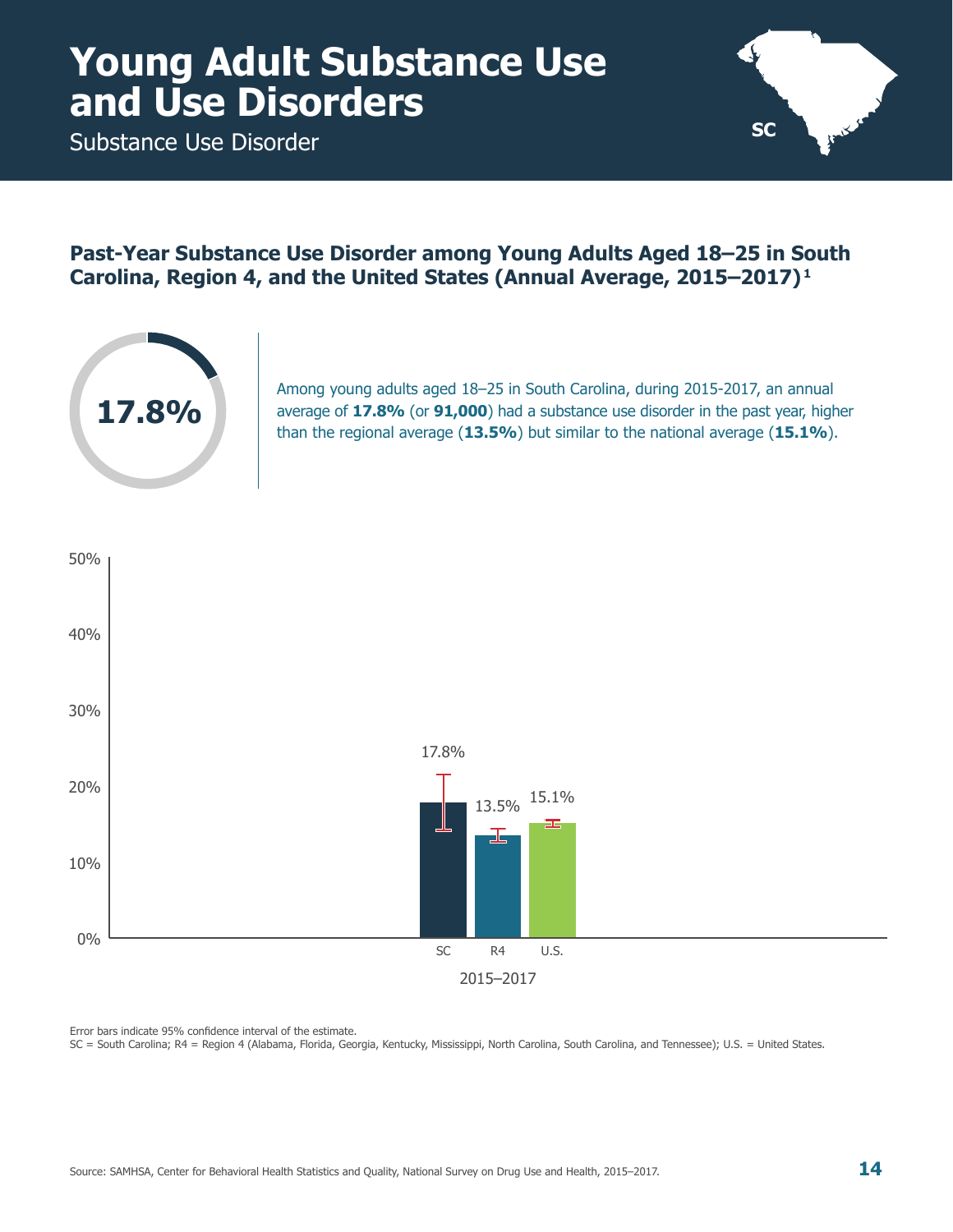# Young Adult Substance Use and Use Disorders

Substance Use Disorder

SC

### Past-Year Substance Use Disorder among Young Adults Aged 18–25 in South Carolina, Region 4, and the United States (Annual Average, 2015–2017)[1]

**17.8%**

Among young adults aged 18–25 in South Carolina, during 2015-2017, an annual average of **17.8%** (or **91,000**) had a substance use disorder in the past year, higher than the regional average (**13.5%**) but similar to the national average (**15.1%**).

| 2015–2017 | SC | R4 | U.S. |
|---|---|---|---|
| Past-Year Substance Use Disorder | 17.8% | 13.5% | 15.1% |

Error bars indicate 95% confidence interval of the estimate.

SC = South Carolina; R4 = Region 4 (Alabama, Florida, Georgia, Kentucky, Mississippi, North Carolina, South Carolina, and Tennessee); U.S. = United States.

Source: SAMHSA, Center for Behavioral Health Statistics and Quality, National Survey on Drug Use and Health, 2015–2017.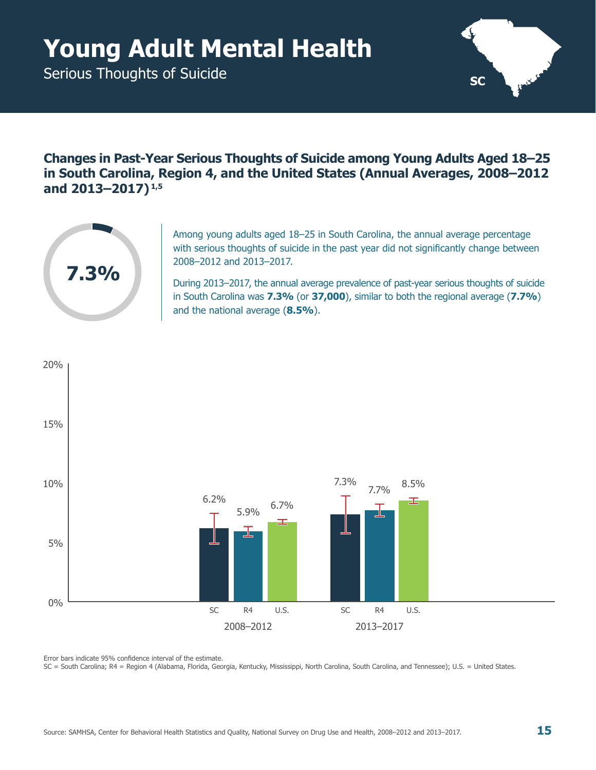# Young Adult Mental Health

Serious Thoughts of Suicide

SC

## Changes in Past-Year Serious Thoughts of Suicide among Young Adults Aged 18–25 in South Carolina, Region 4, and the United States (Annual Averages, 2008–2012 and 2013–2017)[1,5]

7.3%

Among young adults aged 18–25 in South Carolina, the annual average percentage with serious thoughts of suicide in the past year did not significantly change between 2008–2012 and 2013–2017.

During 2013–2017, the annual average prevalence of past-year serious thoughts of suicide in South Carolina was **7.3%** (or **37,000**), similar to both the regional average (**7.7%**) and the national average (**8.5%**).

| | SC | R4 | U.S. |
|---|---|---|---|
| 2008–2012 | 6.2% | 5.9% | 6.7% |
| 2013–2017 | 7.3% | 7.7% | 8.5% |

Error bars indicate 95% confidence interval of the estimate.
SC = South Carolina; R4 = Region 4 (Alabama, Florida, Georgia, Kentucky, Mississippi, North Carolina, South Carolina, and Tennessee); U.S. = United States.

Source: SAMHSA, Center for Behavioral Health Statistics and Quality, National Survey on Drug Use and Health, 2008–2012 and 2013–2017.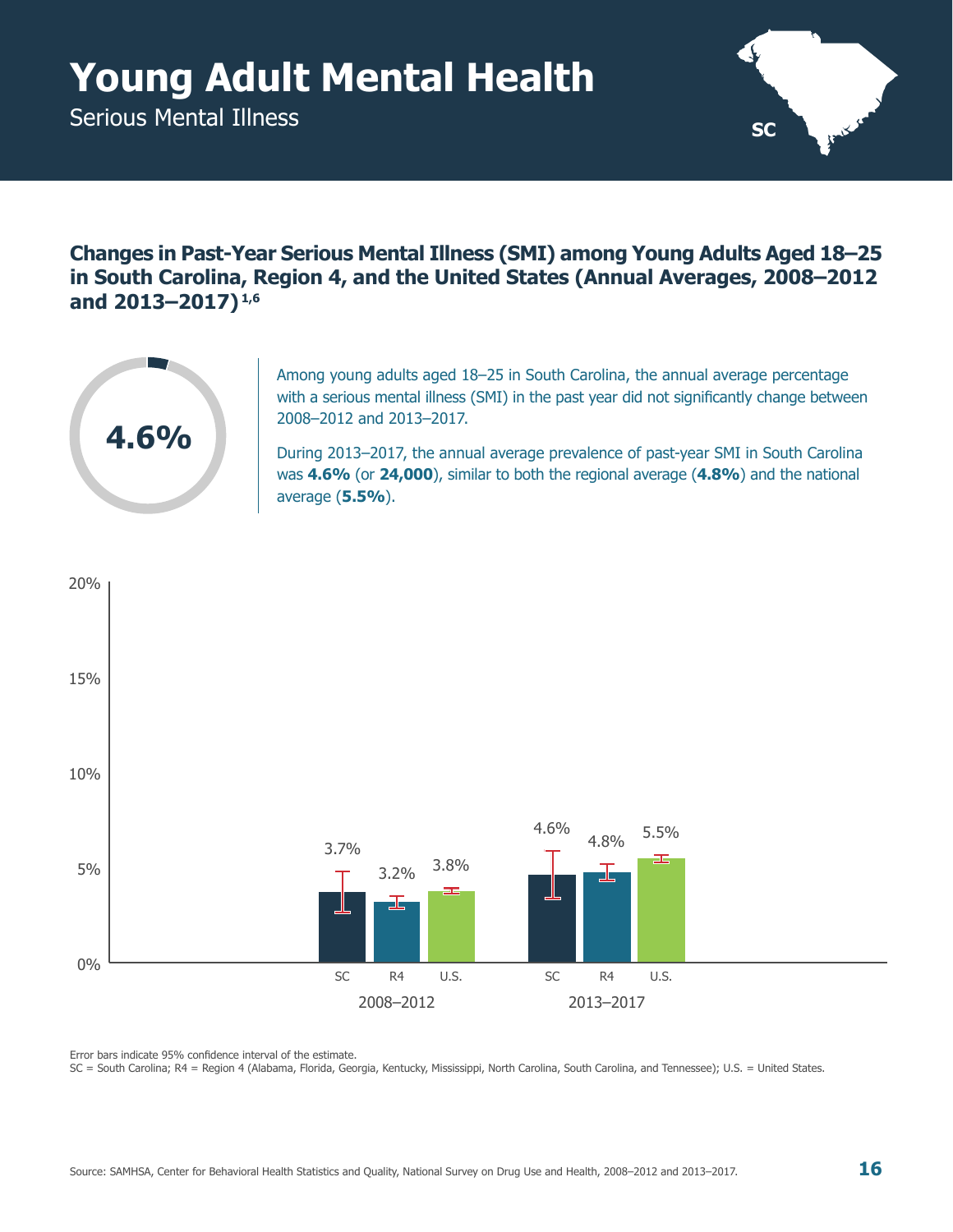# Young Adult Mental Health

## Serious Mental Illness

SC

### Changes in Past-Year Serious Mental Illness (SMI) among Young Adults Aged 18–25 in South Carolina, Region 4, and the United States (Annual Averages, 2008–2012 and 2013–2017)[1,6]

**4.6%**

Among young adults aged 18–25 in South Carolina, the annual average percentage with a serious mental illness (SMI) in the past year did not significantly change between 2008–2012 and 2013–2017.

During 2013–2017, the annual average prevalence of past-year SMI in South Carolina was **4.6%** (or **24,000**), similar to both the regional average (**4.8%**) and the national average (**5.5%**).

| | SC | R4 | U.S. |
|---|---|---|---|
| 2008–2012 | 3.7% | 3.2% | 3.8% |
| 2013–2017 | 4.6% | 4.8% | 5.5% |

Error bars indicate 95% confidence interval of the estimate.

SC = South Carolina; R4 = Region 4 (Alabama, Florida, Georgia, Kentucky, Mississippi, North Carolina, South Carolina, and Tennessee); U.S. = United States.

Source: SAMHSA, Center for Behavioral Health Statistics and Quality, National Survey on Drug Use and Health, 2008–2012 and 2013–2017.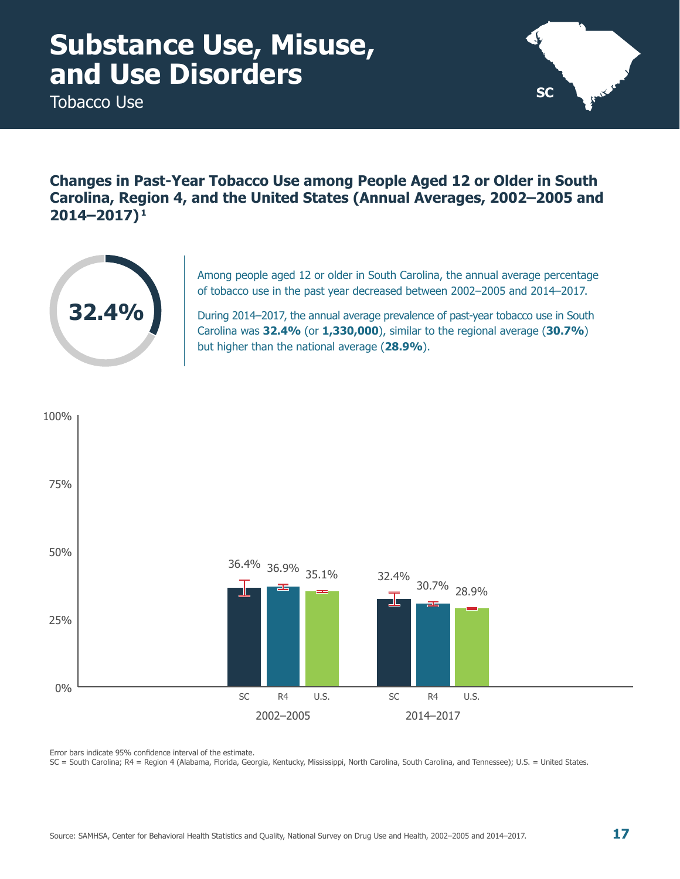# Substance Use, Misuse, and Use Disorders

Tobacco Use

SC

## Changes in Past-Year Tobacco Use among People Aged 12 or Older in South Carolina, Region 4, and the United States (Annual Averages, 2002–2005 and 2014–2017)[1]

32.4%

Among people aged 12 or older in South Carolina, the annual average percentage of tobacco use in the past year decreased between 2002–2005 and 2014–2017.

During 2014–2017, the annual average prevalence of past-year tobacco use in South Carolina was **32.4%** (or **1,330,000**), similar to the regional average (**30.7%**) but higher than the national average (**28.9%**).

| | SC | R4 | U.S. |
|---|---|---|---|
| 2002–2005 | 36.4% | 36.9% | 35.1% |
| 2014–2017 | 32.4% | 30.7% | 28.9% |

Error bars indicate 95% confidence interval of the estimate.

SC = South Carolina; R4 = Region 4 (Alabama, Florida, Georgia, Kentucky, Mississippi, North Carolina, South Carolina, and Tennessee); U.S. = United States.

Source: SAMHSA, Center for Behavioral Health Statistics and Quality, National Survey on Drug Use and Health, 2002–2005 and 2014–2017.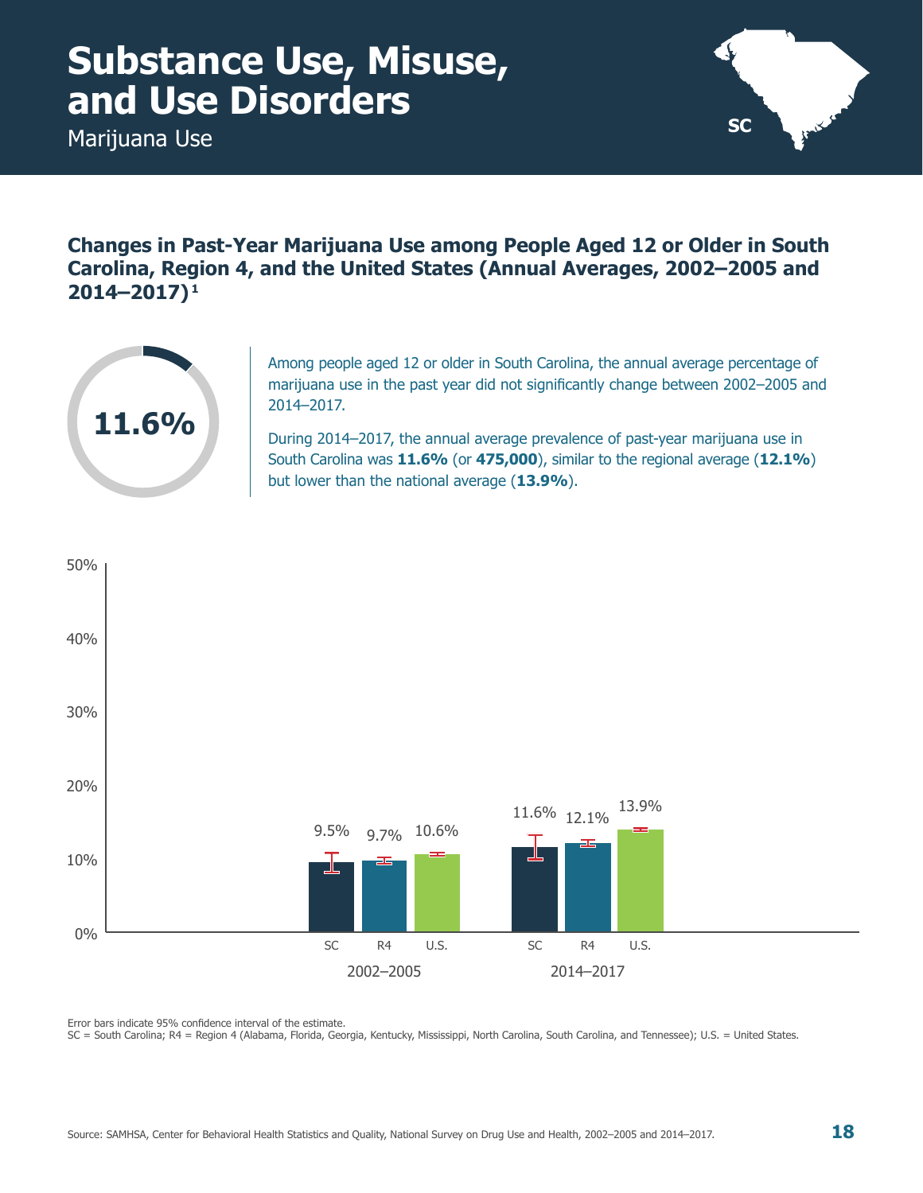# Substance Use, Misuse, and Use Disorders

Marijuana Use

## Changes in Past-Year Marijuana Use among People Aged 12 or Older in South Carolina, Region 4, and the United States (Annual Averages, 2002–2005 and 2014–2017)[1]

**11.6%**

Among people aged 12 or older in South Carolina, the annual average percentage of marijuana use in the past year did not significantly change between 2002–2005 and 2014–2017.

During 2014–2017, the annual average prevalence of past-year marijuana use in South Carolina was **11.6%** (or **475,000**), similar to the regional average (**12.1%**) but lower than the national average (**13.9%**).

| Period | SC | R4 | U.S. |
|---|---|---|---|
| 2002–2005 | 9.5% | 9.7% | 10.6% |
| 2014–2017 | 11.6% | 12.1% | 13.9% |

Error bars indicate 95% confidence interval of the estimate.
SC = South Carolina; R4 = Region 4 (Alabama, Florida, Georgia, Kentucky, Mississippi, North Carolina, South Carolina, and Tennessee); U.S. = United States.

Source: SAMHSA, Center for Behavioral Health Statistics and Quality, National Survey on Drug Use and Health, 2002–2005 and 2014–2017.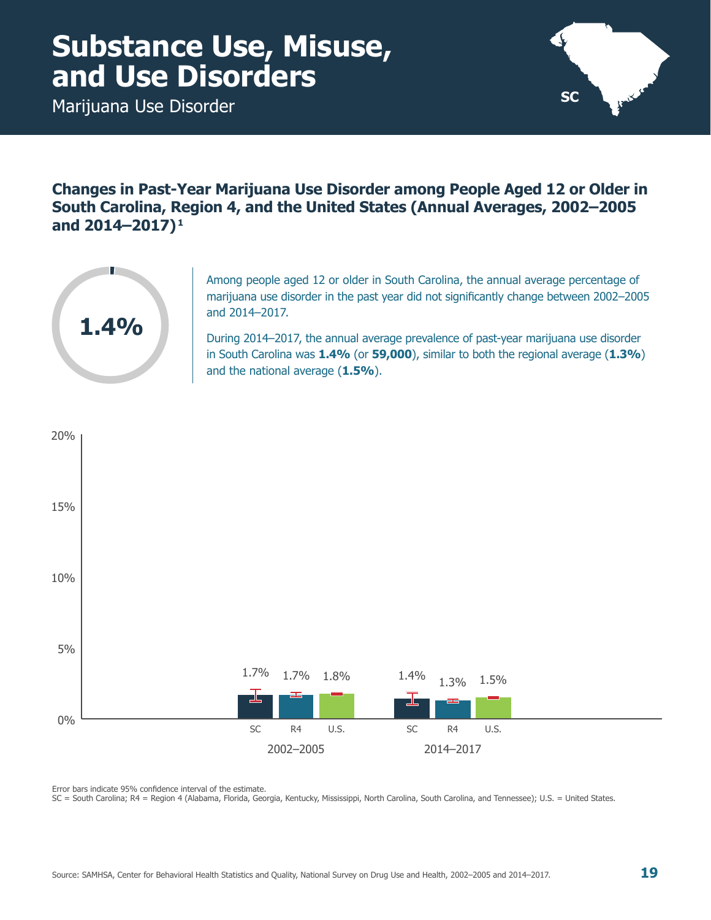# Substance Use, Misuse, and Use Disorders

Marijuana Use Disorder

SC

## Changes in Past-Year Marijuana Use Disorder among People Aged 12 or Older in South Carolina, Region 4, and the United States (Annual Averages, 2002–2005 and 2014–2017)[1]

**1.4%**

Among people aged 12 or older in South Carolina, the annual average percentage of marijuana use disorder in the past year did not significantly change between 2002–2005 and 2014–2017.

During 2014–2017, the annual average prevalence of past-year marijuana use disorder in South Carolina was **1.4%** (or **59,000**), similar to both the regional average (**1.3%**) and the national average (**1.5%**).

| Period | SC | R4 | U.S. |
|---|---|---|---|
| 2002–2005 | 1.7% | 1.7% | 1.8% |
| 2014–2017 | 1.4% | 1.3% | 1.5% |

Error bars indicate 95% confidence interval of the estimate.

SC = South Carolina; R4 = Region 4 (Alabama, Florida, Georgia, Kentucky, Mississippi, North Carolina, South Carolina, and Tennessee); U.S. = United States.

Source: SAMHSA, Center for Behavioral Health Statistics and Quality, National Survey on Drug Use and Health, 2002–2005 and 2014–2017.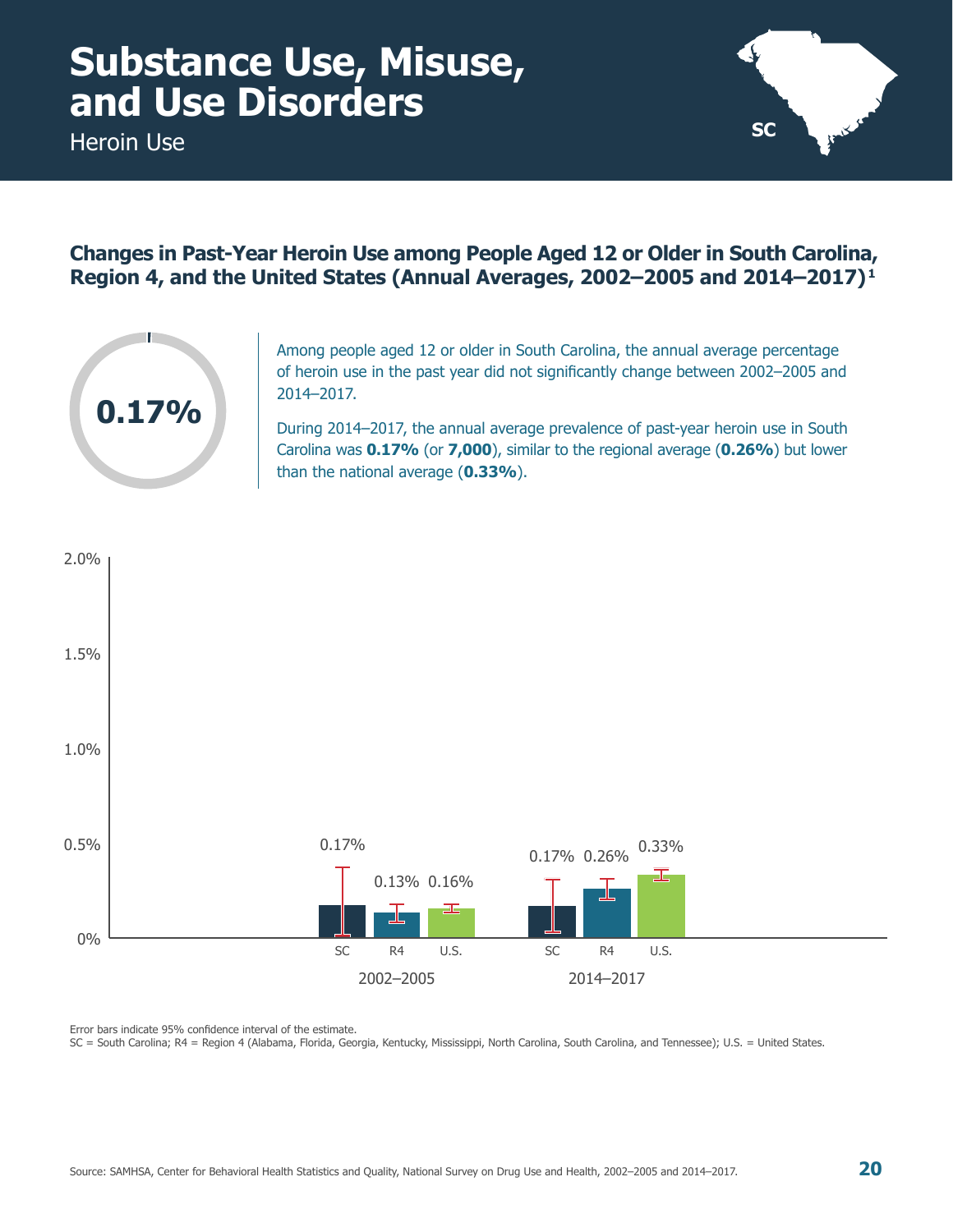# Substance Use, Misuse, and Use Disorders

Heroin Use

## Changes in Past-Year Heroin Use among People Aged 12 or Older in South Carolina, Region 4, and the United States (Annual Averages, 2002–2005 and 2014–2017)[1]

**0.17%**

Among people aged 12 or older in South Carolina, the annual average percentage of heroin use in the past year did not significantly change between 2002–2005 and 2014–2017.

During 2014–2017, the annual average prevalence of past-year heroin use in South Carolina was **0.17%** (or **7,000**), similar to the regional average (**0.26%**) but lower than the national average (**0.33%**).

| Period | SC | R4 | U.S. |
|---|---|---|---|
| 2002–2005 | 0.17% | 0.13% | 0.16% |
| 2014–2017 | 0.17% | 0.26% | 0.33% |

Error bars indicate 95% confidence interval of the estimate.

SC = South Carolina; R4 = Region 4 (Alabama, Florida, Georgia, Kentucky, Mississippi, North Carolina, South Carolina, and Tennessee); U.S. = United States.

Source: SAMHSA, Center for Behavioral Health Statistics and Quality, National Survey on Drug Use and Health, 2002–2005 and 2014–2017.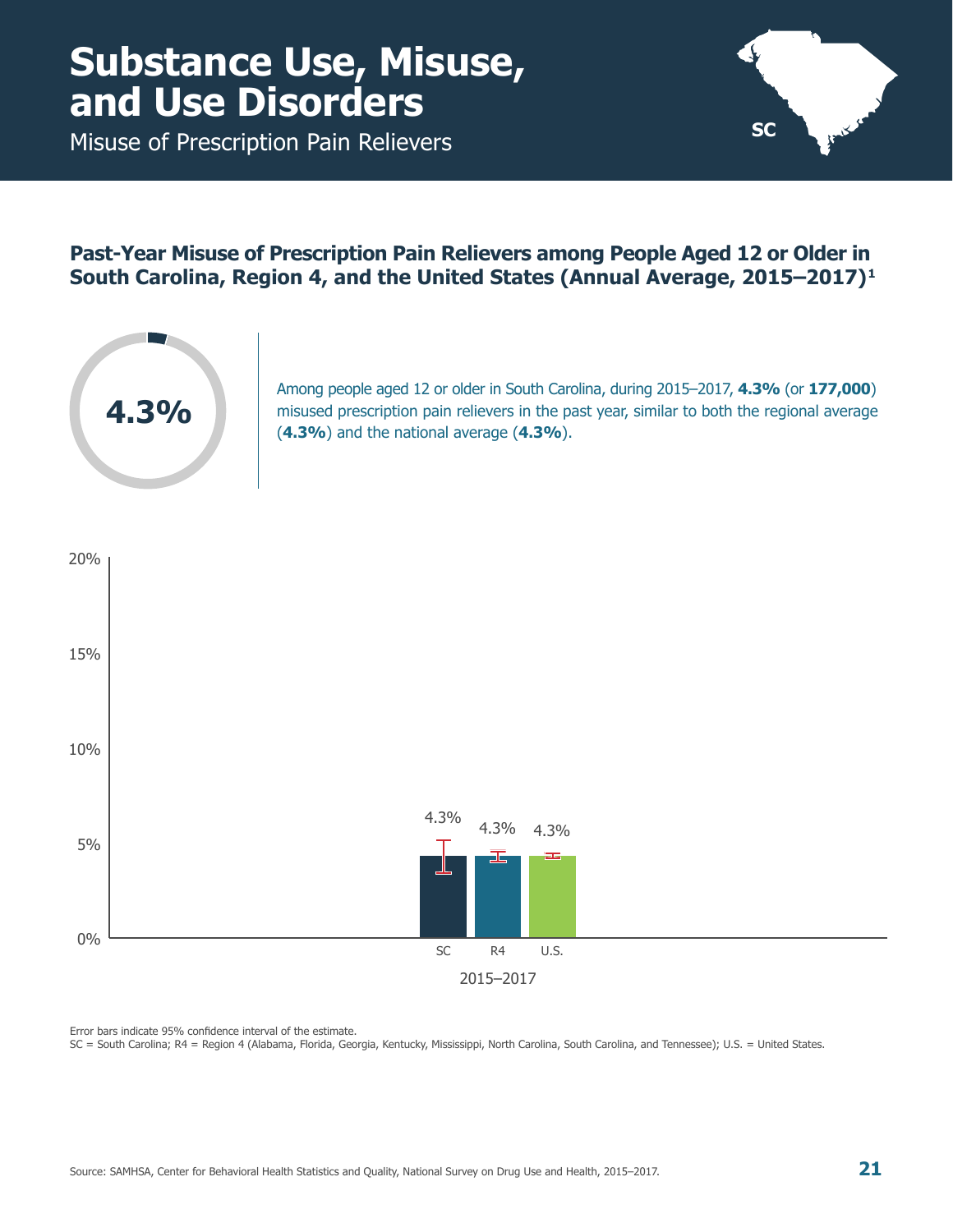# Substance Use, Misuse, and Use Disorders

Misuse of Prescription Pain Relievers

## Past-Year Misuse of Prescription Pain Relievers among People Aged 12 or Older in South Carolina, Region 4, and the United States (Annual Average, 2015–2017)[1]

**4.3%**

Among people aged 12 or older in South Carolina, during 2015–2017, **4.3%** (or **177,000**) misused prescription pain relievers in the past year, similar to both the regional average (**4.3%**) and the national average (**4.3%**).

| 2015–2017 | SC | R4 | U.S. |
|---|---|---|---|
| Past-year misuse of prescription pain relievers | 4.3% | 4.3% | 4.3% |

Error bars indicate 95% confidence interval of the estimate.

SC = South Carolina; R4 = Region 4 (Alabama, Florida, Georgia, Kentucky, Mississippi, North Carolina, South Carolina, and Tennessee); U.S. = United States.

Source: SAMHSA, Center for Behavioral Health Statistics and Quality, National Survey on Drug Use and Health, 2015–2017.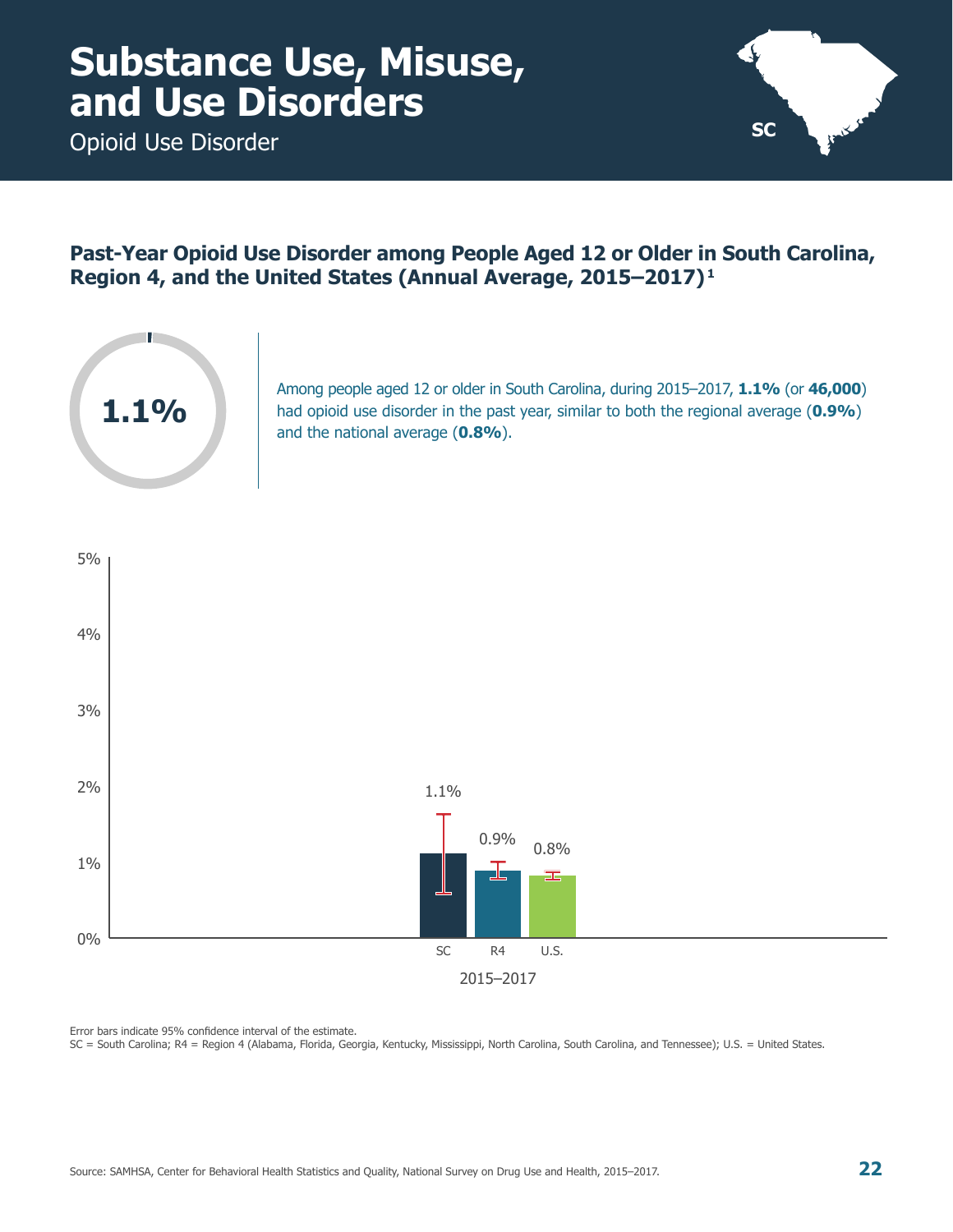# Substance Use, Misuse, and Use Disorders

Opioid Use Disorder

SC

## Past-Year Opioid Use Disorder among People Aged 12 or Older in South Carolina, Region 4, and the United States (Annual Average, 2015–2017)[1]

**1.1%**

Among people aged 12 or older in South Carolina, during 2015–2017, **1.1%** (or **46,000**) had opioid use disorder in the past year, similar to both the regional average (**0.9%**) and the national average (**0.8%**).

| 2015–2017 | Percentage |
| --- | --- |
| SC | 1.1% |
| R4 | 0.9% |
| U.S. | 0.8% |

Error bars indicate 95% confidence interval of the estimate.

SC = South Carolina; R4 = Region 4 (Alabama, Florida, Georgia, Kentucky, Mississippi, North Carolina, South Carolina, and Tennessee); U.S. = United States.

Source: SAMHSA, Center for Behavioral Health Statistics and Quality, National Survey on Drug Use and Health, 2015–2017.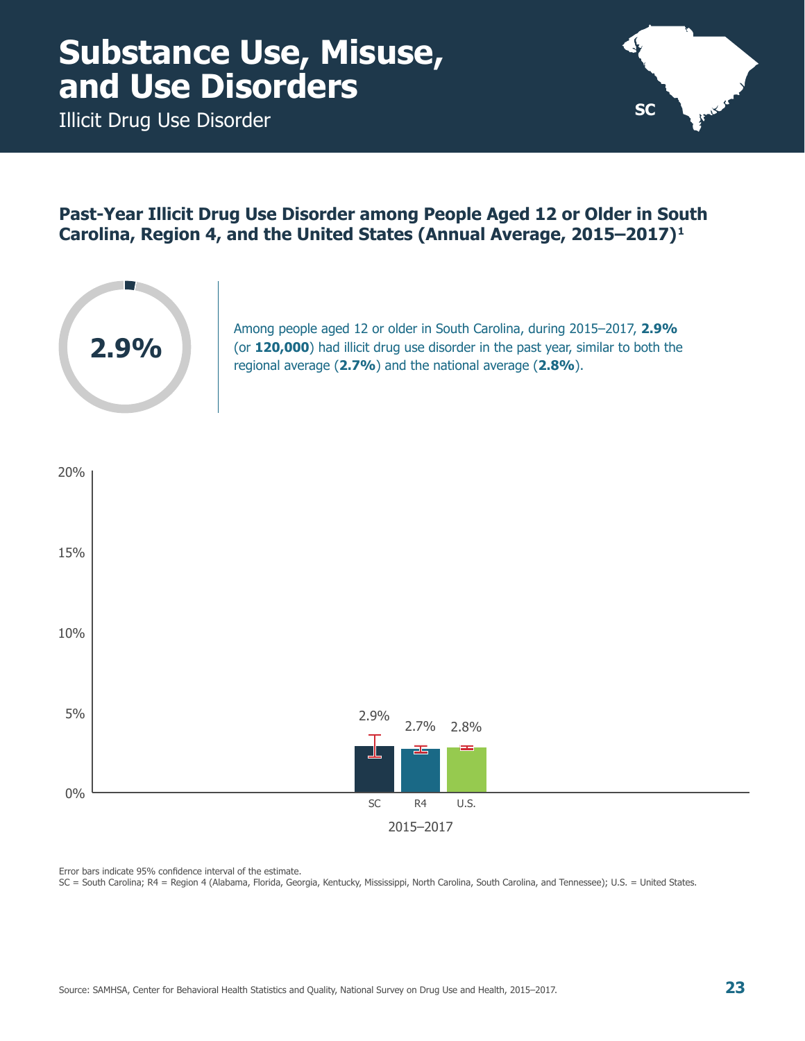# Substance Use, Misuse, and Use Disorders

Illicit Drug Use Disorder

SC

## Past-Year Illicit Drug Use Disorder among People Aged 12 or Older in South Carolina, Region 4, and the United States (Annual Average, 2015–2017)[1]

**2.9%**

Among people aged 12 or older in South Carolina, during 2015–2017, **2.9%** (or **120,000**) had illicit drug use disorder in the past year, similar to both the regional average (**2.7%**) and the national average (**2.8%**).

| 2015–2017 | SC | R4 | U.S. |
|---|---|---|---|
| Past-year illicit drug use disorder | 2.9% | 2.7% | 2.8% |

Error bars indicate 95% confidence interval of the estimate.

SC = South Carolina; R4 = Region 4 (Alabama, Florida, Georgia, Kentucky, Mississippi, North Carolina, South Carolina, and Tennessee); U.S. = United States.

Source: SAMHSA, Center for Behavioral Health Statistics and Quality, National Survey on Drug Use and Health, 2015–2017.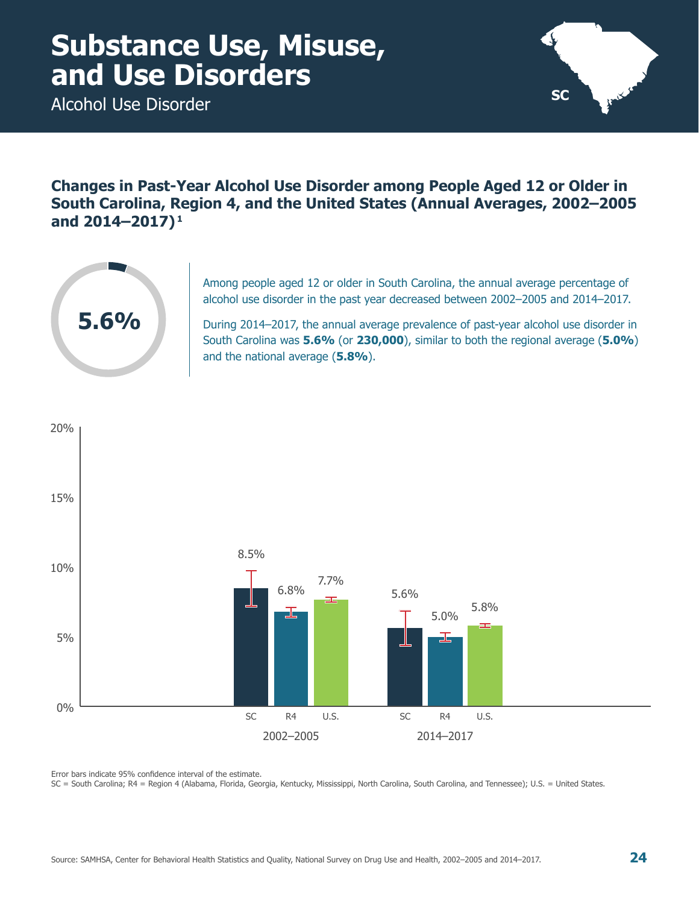# Substance Use, Misuse, and Use Disorders

Alcohol Use Disorder

SC

## Changes in Past-Year Alcohol Use Disorder among People Aged 12 or Older in South Carolina, Region 4, and the United States (Annual Averages, 2002–2005 and 2014–2017)[1]

5.6%

Among people aged 12 or older in South Carolina, the annual average percentage of alcohol use disorder in the past year decreased between 2002–2005 and 2014–2017.

During 2014–2017, the annual average prevalence of past-year alcohol use disorder in South Carolina was **5.6%** (or **230,000**), similar to both the regional average (**5.0%**) and the national average (**5.8%**).

| | SC | R4 | U.S. |
|---|---|---|---|
| 2002–2005 | 8.5% | 6.8% | 7.7% |
| 2014–2017 | 5.6% | 5.0% | 5.8% |

Error bars indicate 95% confidence interval of the estimate.

SC = South Carolina; R4 = Region 4 (Alabama, Florida, Georgia, Kentucky, Mississippi, North Carolina, South Carolina, and Tennessee); U.S. = United States.

Source: SAMHSA, Center for Behavioral Health Statistics and Quality, National Survey on Drug Use and Health, 2002–2005 and 2014–2017.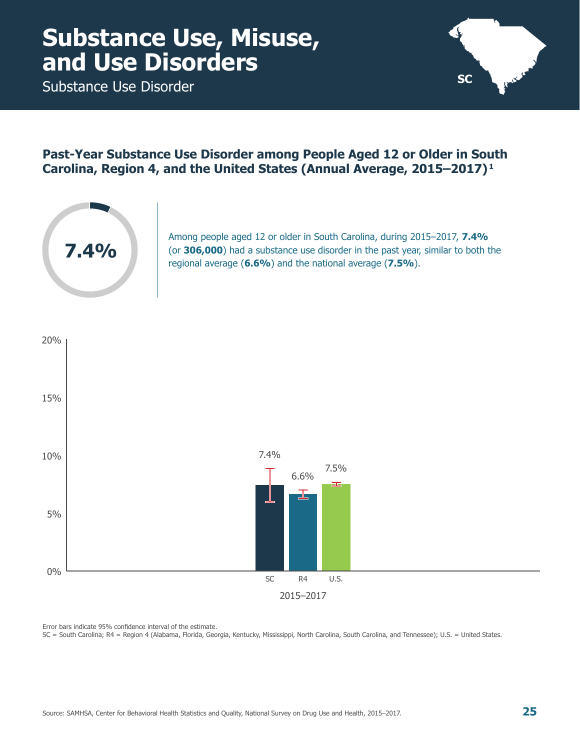# Substance Use, Misuse, and Use Disorders

Substance Use Disorder

SC

## Past-Year Substance Use Disorder among People Aged 12 or Older in South Carolina, Region 4, and the United States (Annual Average, 2015–2017)[1]

**7.4%**

Among people aged 12 or older in South Carolina, during 2015–2017, **7.4%** (or **306,000**) had a substance use disorder in the past year, similar to both the regional average (**6.6%**) and the national average (**7.5%**).

| 2015–2017 | SC | R4 | U.S. |
|---|---|---|---|
| Past-Year Substance Use Disorder | 7.4% | 6.6% | 7.5% |

Error bars indicate 95% confidence interval of the estimate.

SC = South Carolina; R4 = Region 4 (Alabama, Florida, Georgia, Kentucky, Mississippi, North Carolina, South Carolina, and Tennessee); U.S. = United States.

Source: SAMHSA, Center for Behavioral Health Statistics and Quality, National Survey on Drug Use and Health, 2015–2017.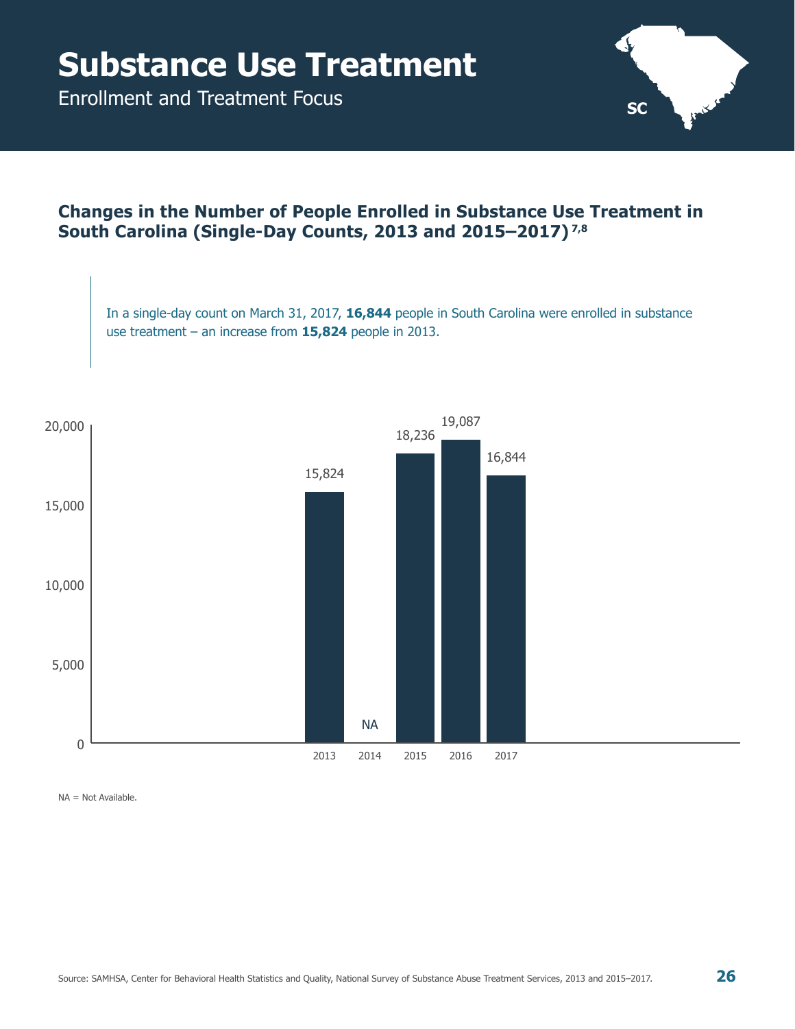# Substance Use Treatment

Enrollment and Treatment Focus

SC

## Changes in the Number of People Enrolled in Substance Use Treatment in South Carolina (Single-Day Counts, 2013 and 2015–2017)[7,8]

In a single-day count on March 31, 2017, **16,844** people in South Carolina were enrolled in substance use treatment – an increase from **15,824** people in 2013.

| Year | Number of People Enrolled |
|---|---|
| 2013 | 15,824 |
| 2014 | NA |
| 2015 | 18,236 |
| 2016 | 19,087 |
| 2017 | 16,844 |

NA = Not Available.

Source: SAMHSA, Center for Behavioral Health Statistics and Quality, National Survey of Substance Abuse Treatment Services, 2013 and 2015–2017.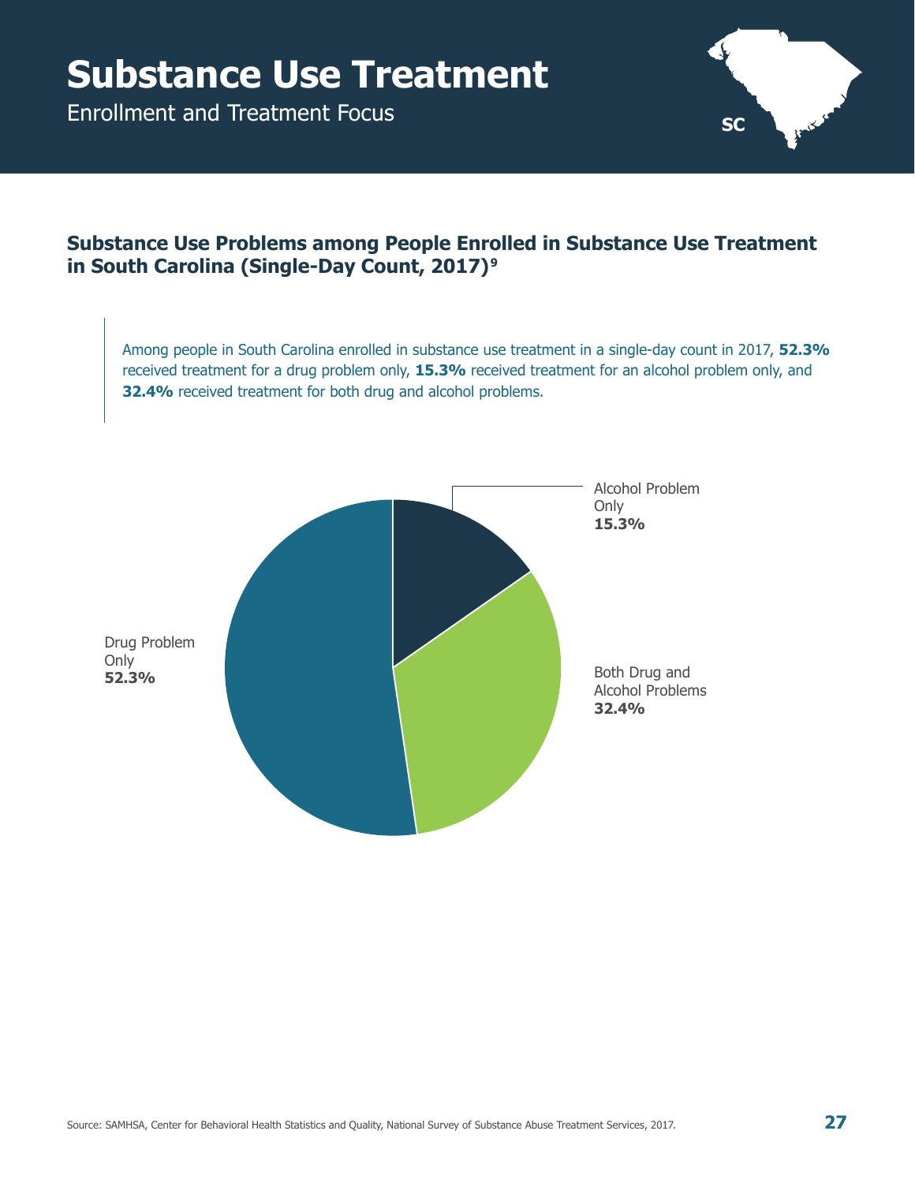# Substance Use Treatment

Enrollment and Treatment Focus

SC

## Substance Use Problems among People Enrolled in Substance Use Treatment in South Carolina (Single-Day Count, 2017)[9]

Among people in South Carolina enrolled in substance use treatment in a single-day count in 2017, **52.3%** received treatment for a drug problem only, **15.3%** received treatment for an alcohol problem only, and **32.4%** received treatment for both drug and alcohol problems.

Alcohol Problem Only **15.3%**

Both Drug and Alcohol Problems **32.4%**

Drug Problem Only **52.3%**

Source: SAMHSA, Center for Behavioral Health Statistics and Quality, National Survey of Substance Abuse Treatment Services, 2017.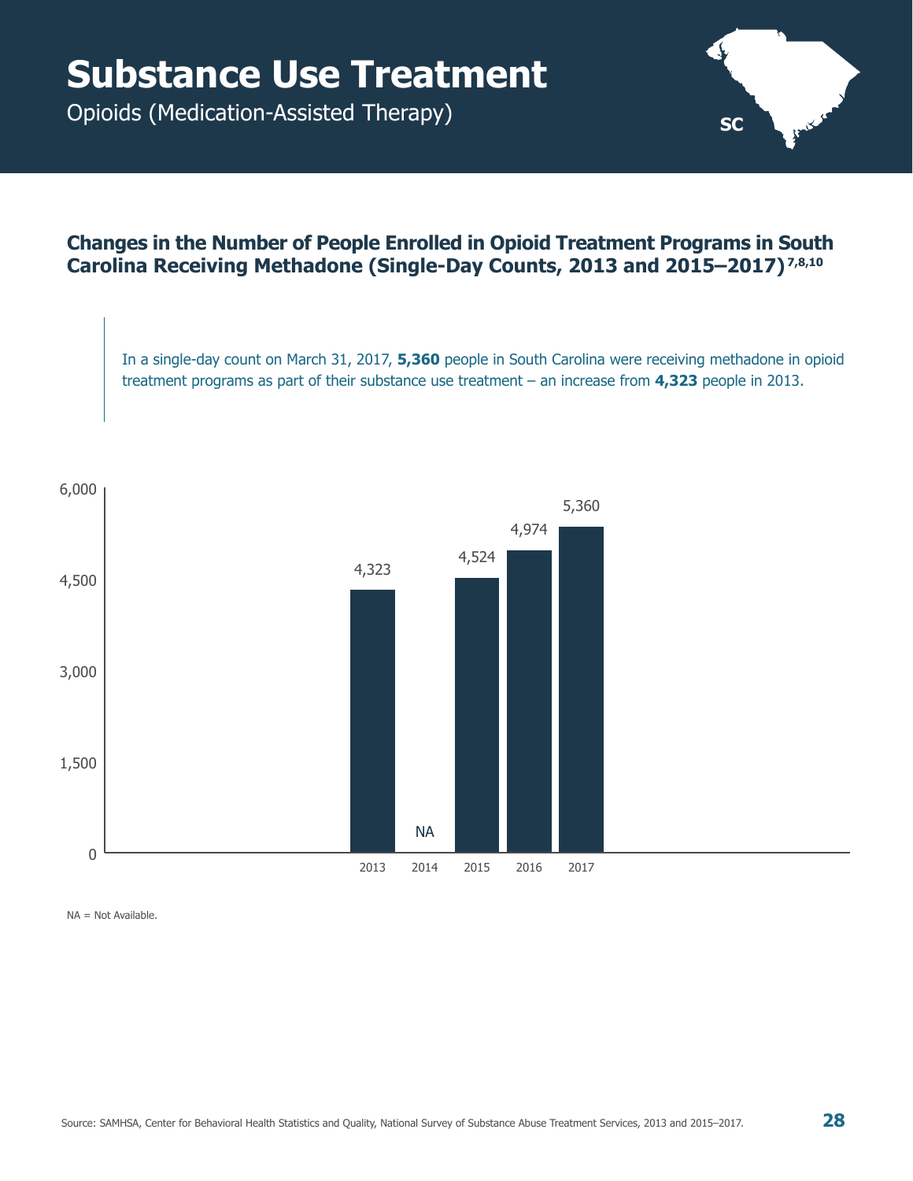# Substance Use Treatment

Opioids (Medication-Assisted Therapy)

SC

## Changes in the Number of People Enrolled in Opioid Treatment Programs in South Carolina Receiving Methadone (Single-Day Counts, 2013 and 2015–2017)[7,8,10]

In a single-day count on March 31, 2017, **5,360** people in South Carolina were receiving methadone in opioid treatment programs as part of their substance use treatment – an increase from **4,323** people in 2013.

| Year | Number of People |
| --- | --- |
| 2013 | 4,323 |
| 2014 | NA |
| 2015 | 4,524 |
| 2016 | 4,974 |
| 2017 | 5,360 |

NA = Not Available.

Source: SAMHSA, Center for Behavioral Health Statistics and Quality, National Survey of Substance Abuse Treatment Services, 2013 and 2015–2017.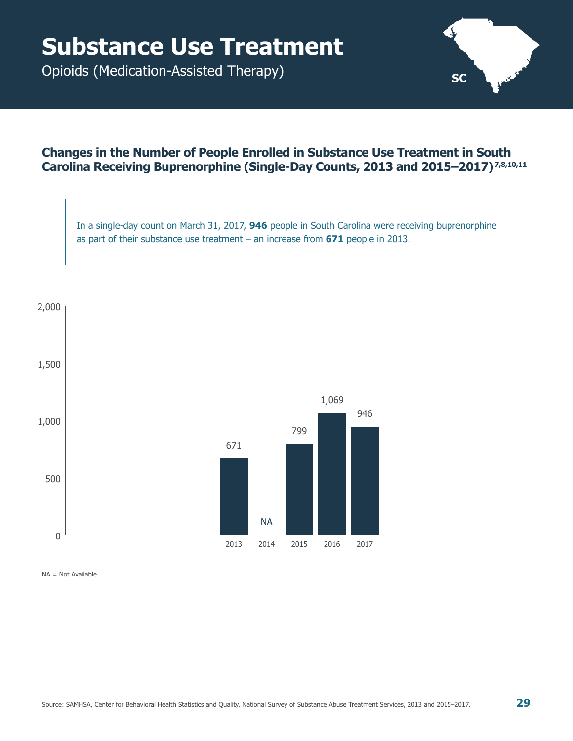# Substance Use Treatment

Opioids (Medication-Assisted Therapy)

SC

## Changes in the Number of People Enrolled in Substance Use Treatment in South Carolina Receiving Buprenorphine (Single-Day Counts, 2013 and 2015–2017)[7,8,10,11]

In a single-day count on March 31, 2017, **946** people in South Carolina were receiving buprenorphine as part of their substance use treatment – an increase from **671** people in 2013.

| Year | Number of People |
|---|---|
| 2013 | 671 |
| 2014 | NA |
| 2015 | 799 |
| 2016 | 1,069 |
| 2017 | 946 |

NA = Not Available.

Source: SAMHSA, Center for Behavioral Health Statistics and Quality, National Survey of Substance Abuse Treatment Services, 2013 and 2015–2017.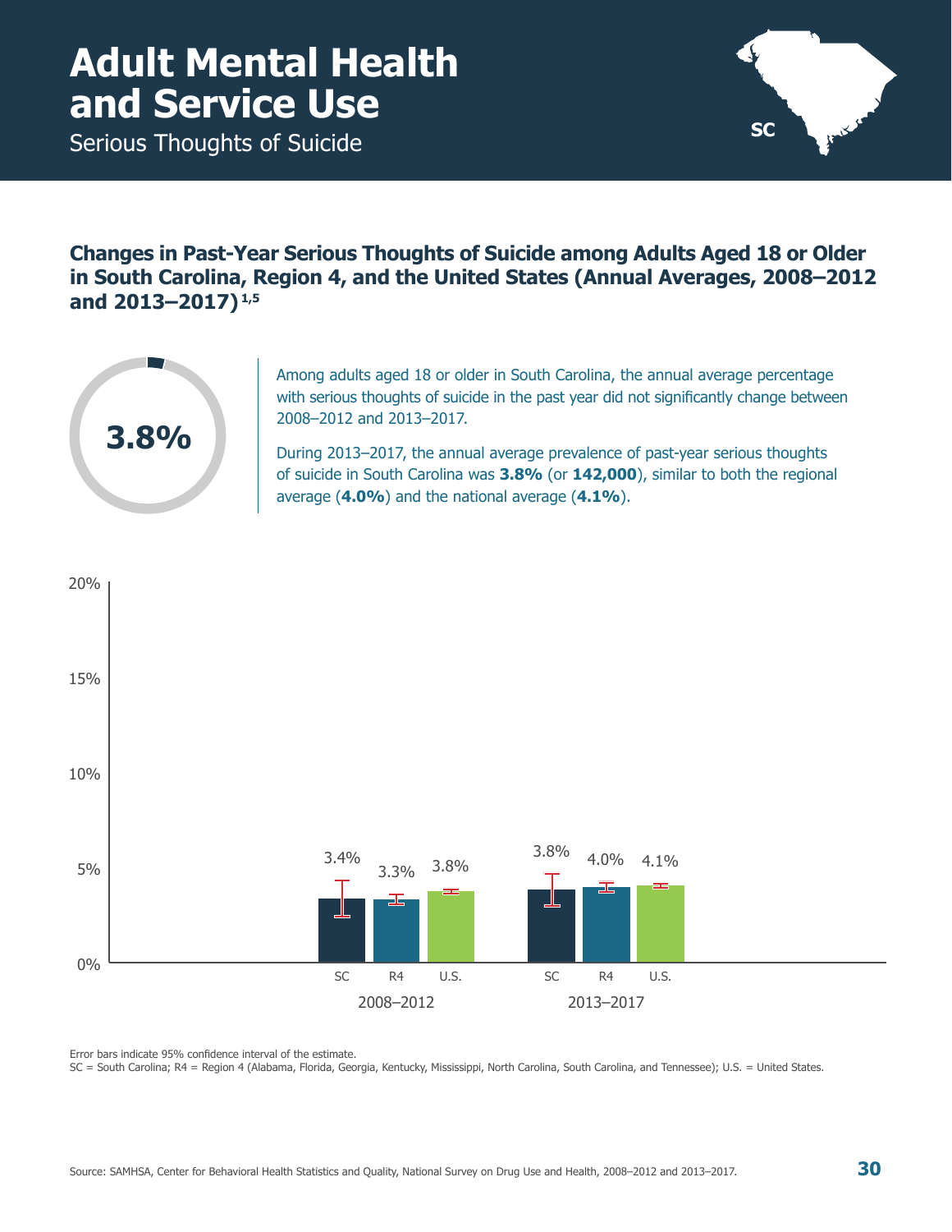# Adult Mental Health and Service Use

Serious Thoughts of Suicide

## Changes in Past-Year Serious Thoughts of Suicide among Adults Aged 18 or Older in South Carolina, Region 4, and the United States (Annual Averages, 2008–2012 and 2013–2017)[1,5]

**3.8%**

Among adults aged 18 or older in South Carolina, the annual average percentage with serious thoughts of suicide in the past year did not significantly change between 2008–2012 and 2013–2017.

During 2013–2017, the annual average prevalence of past-year serious thoughts of suicide in South Carolina was **3.8%** (or **142,000**), similar to both the regional average (**4.0%**) and the national average (**4.1%**).

| | SC | R4 | U.S. |
|---|---|---|---|
| 2008–2012 | 3.4% | 3.3% | 3.8% |
| 2013–2017 | 3.8% | 4.0% | 4.1% |

Error bars indicate 95% confidence interval of the estimate.
SC = South Carolina; R4 = Region 4 (Alabama, Florida, Georgia, Kentucky, Mississippi, North Carolina, South Carolina, and Tennessee); U.S. = United States.

Source: SAMHSA, Center for Behavioral Health Statistics and Quality, National Survey on Drug Use and Health, 2008–2012 and 2013–2017.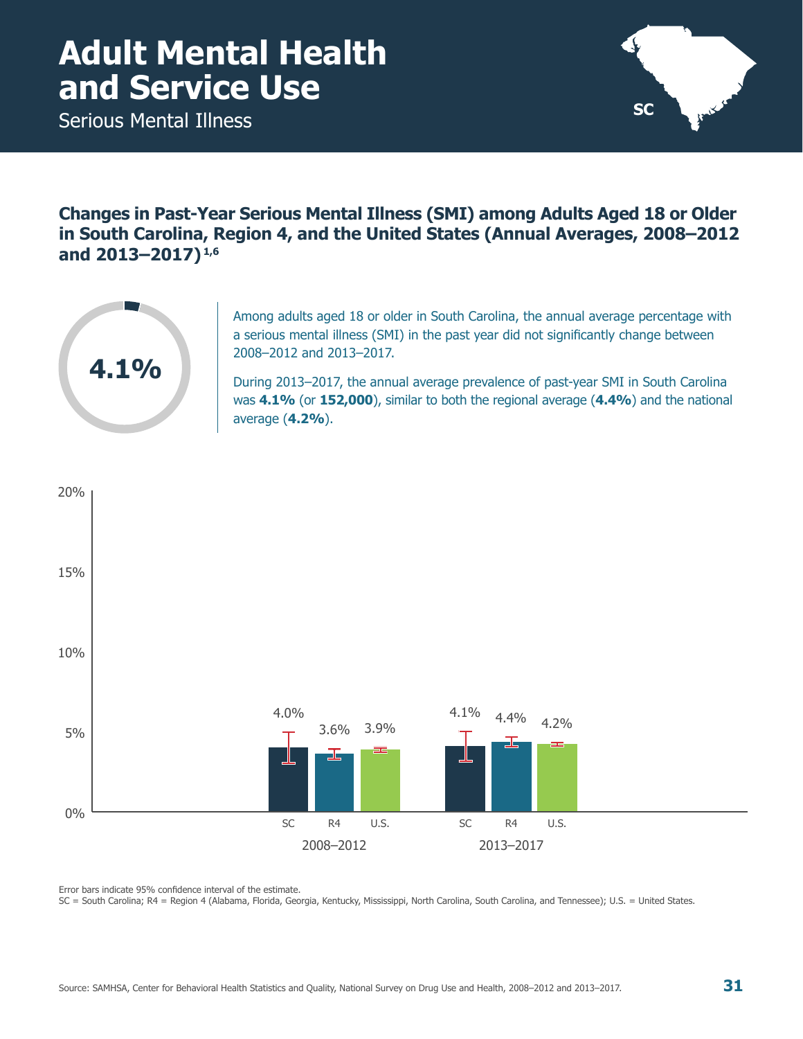# Adult Mental Health and Service Use

Serious Mental Illness

SC

## Changes in Past-Year Serious Mental Illness (SMI) among Adults Aged 18 or Older in South Carolina, Region 4, and the United States (Annual Averages, 2008–2012 and 2013–2017)[1,6]

**4.1%**

Among adults aged 18 or older in South Carolina, the annual average percentage with a serious mental illness (SMI) in the past year did not significantly change between 2008–2012 and 2013–2017.

During 2013–2017, the annual average prevalence of past-year SMI in South Carolina was **4.1%** (or **152,000**), similar to both the regional average (**4.4%**) and the national average (**4.2%**).

| Period | SC | R4 | U.S. |
|---|---|---|---|
| 2008–2012 | 4.0% | 3.6% | 3.9% |
| 2013–2017 | 4.1% | 4.4% | 4.2% |

Error bars indicate 95% confidence interval of the estimate.

SC = South Carolina; R4 = Region 4 (Alabama, Florida, Georgia, Kentucky, Mississippi, North Carolina, South Carolina, and Tennessee); U.S. = United States.

Source: SAMHSA, Center for Behavioral Health Statistics and Quality, National Survey on Drug Use and Health, 2008–2012 and 2013–2017.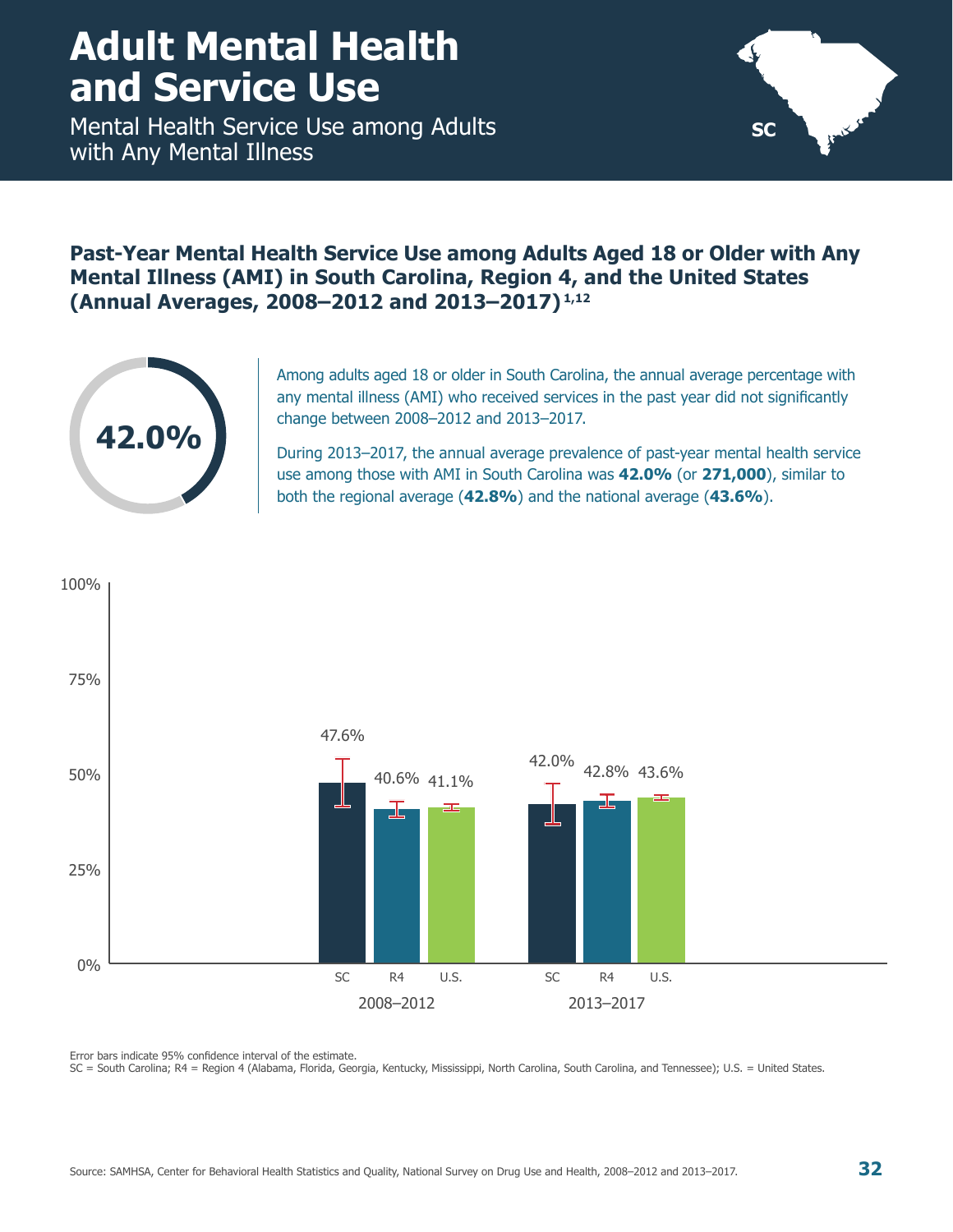# Adult Mental Health and Service Use

Mental Health Service Use among Adults with Any Mental Illness

SC

## Past-Year Mental Health Service Use among Adults Aged 18 or Older with Any Mental Illness (AMI) in South Carolina, Region 4, and the United States (Annual Averages, 2008–2012 and 2013–2017)[1,12]

42.0%

Among adults aged 18 or older in South Carolina, the annual average percentage with any mental illness (AMI) who received services in the past year did not significantly change between 2008–2012 and 2013–2017.

During 2013–2017, the annual average prevalence of past-year mental health service use among those with AMI in South Carolina was **42.0%** (or **271,000**), similar to both the regional average (**42.8%**) and the national average (**43.6%**).

| | SC | R4 | U.S. |
|---|---|---|---|
| 2008–2012 | 47.6% | 40.6% | 41.1% |
| 2013–2017 | 42.0% | 42.8% | 43.6% |

Error bars indicate 95% confidence interval of the estimate.
SC = South Carolina; R4 = Region 4 (Alabama, Florida, Georgia, Kentucky, Mississippi, North Carolina, South Carolina, and Tennessee); U.S. = United States.

Source: SAMHSA, Center for Behavioral Health Statistics and Quality, National Survey on Drug Use and Health, 2008–2012 and 2013–2017.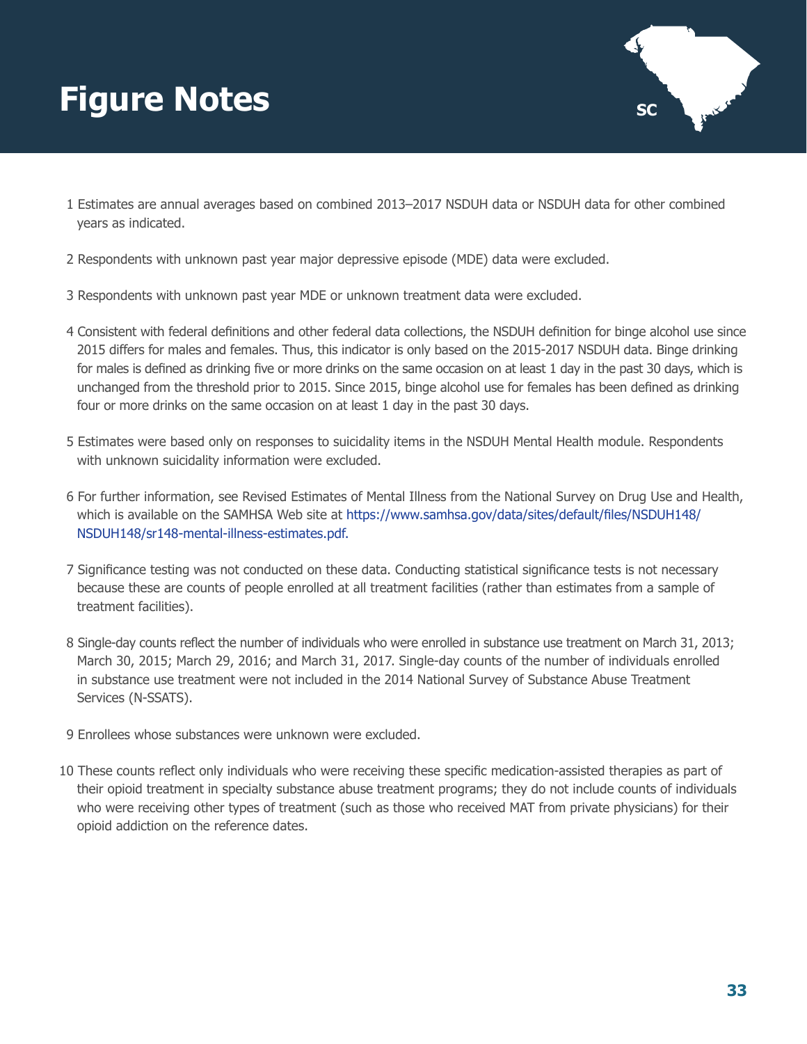# Figure Notes

SC

1 Estimates are annual averages based on combined 2013–2017 NSDUH data or NSDUH data for other combined years as indicated.

2 Respondents with unknown past year major depressive episode (MDE) data were excluded.

3 Respondents with unknown past year MDE or unknown treatment data were excluded.

4 Consistent with federal definitions and other federal data collections, the NSDUH definition for binge alcohol use since 2015 differs for males and females. Thus, this indicator is only based on the 2015-2017 NSDUH data. Binge drinking for males is defined as drinking five or more drinks on the same occasion on at least 1 day in the past 30 days, which is unchanged from the threshold prior to 2015. Since 2015, binge alcohol use for females has been defined as drinking four or more drinks on the same occasion on at least 1 day in the past 30 days.

5 Estimates were based only on responses to suicidality items in the NSDUH Mental Health module. Respondents with unknown suicidality information were excluded.

6 For further information, see Revised Estimates of Mental Illness from the National Survey on Drug Use and Health, which is available on the SAMHSA Web site at https://www.samhsa.gov/data/sites/default/files/NSDUH148/NSDUH148/sr148-mental-illness-estimates.pdf.

7 Significance testing was not conducted on these data. Conducting statistical significance tests is not necessary because these are counts of people enrolled at all treatment facilities (rather than estimates from a sample of treatment facilities).

8 Single-day counts reflect the number of individuals who were enrolled in substance use treatment on March 31, 2013; March 30, 2015; March 29, 2016; and March 31, 2017. Single-day counts of the number of individuals enrolled in substance use treatment were not included in the 2014 National Survey of Substance Abuse Treatment Services (N-SSATS).

9 Enrollees whose substances were unknown were excluded.

10 These counts reflect only individuals who were receiving these specific medication-assisted therapies as part of their opioid treatment in specialty substance abuse treatment programs; they do not include counts of individuals who were receiving other types of treatment (such as those who received MAT from private physicians) for their opioid addiction on the reference dates.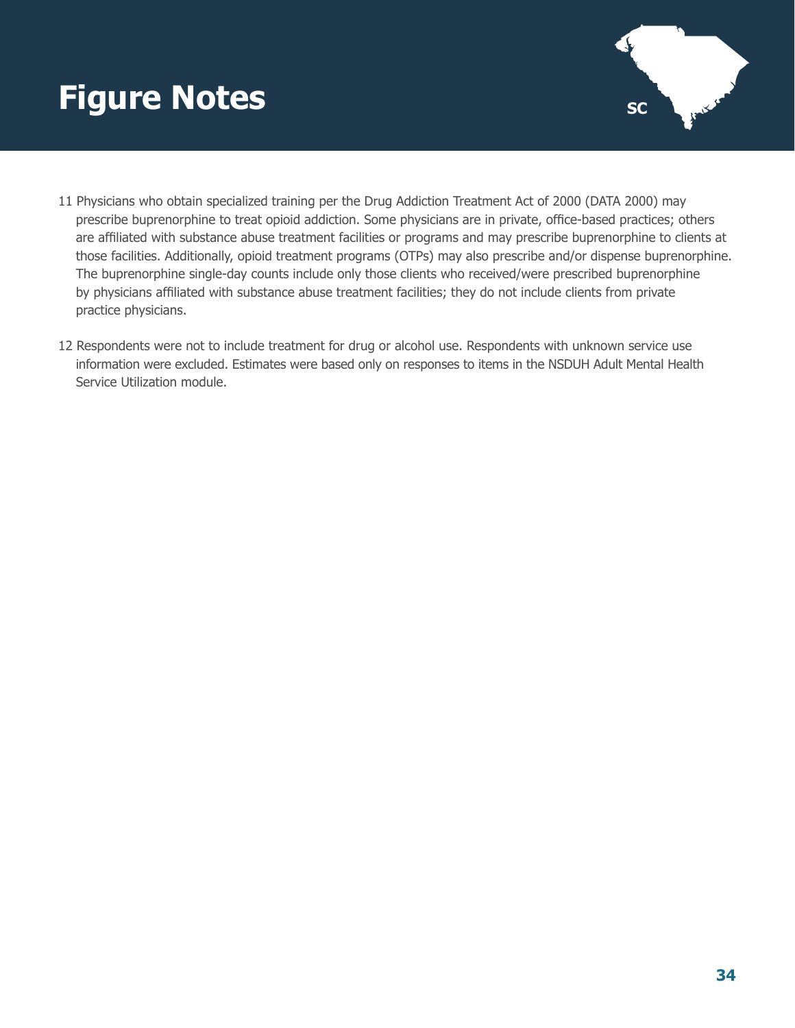# Figure Notes

11 Physicians who obtain specialized training per the Drug Addiction Treatment Act of 2000 (DATA 2000) may prescribe buprenorphine to treat opioid addiction. Some physicians are in private, office-based practices; others are affiliated with substance abuse treatment facilities or programs and may prescribe buprenorphine to clients at those facilities. Additionally, opioid treatment programs (OTPs) may also prescribe and/or dispense buprenorphine. The buprenorphine single-day counts include only those clients who received/were prescribed buprenorphine by physicians affiliated with substance abuse treatment facilities; they do not include clients from private practice physicians.

12 Respondents were not to include treatment for drug or alcohol use. Respondents with unknown service use information were excluded. Estimates were based only on responses to items in the NSDUH Adult Mental Health Service Utilization module.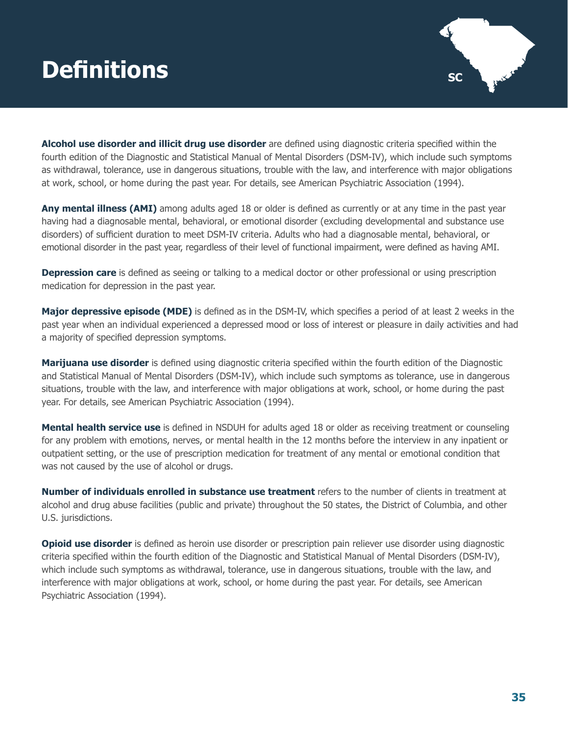# Definitions

**Alcohol use disorder and illicit drug use disorder** are defined using diagnostic criteria specified within the fourth edition of the Diagnostic and Statistical Manual of Mental Disorders (DSM-IV), which include such symptoms as withdrawal, tolerance, use in dangerous situations, trouble with the law, and interference with major obligations at work, school, or home during the past year. For details, see American Psychiatric Association (1994).

**Any mental illness (AMI)** among adults aged 18 or older is defined as currently or at any time in the past year having had a diagnosable mental, behavioral, or emotional disorder (excluding developmental and substance use disorders) of sufficient duration to meet DSM-IV criteria. Adults who had a diagnosable mental, behavioral, or emotional disorder in the past year, regardless of their level of functional impairment, were defined as having AMI.

**Depression care** is defined as seeing or talking to a medical doctor or other professional or using prescription medication for depression in the past year.

**Major depressive episode (MDE)** is defined as in the DSM-IV, which specifies a period of at least 2 weeks in the past year when an individual experienced a depressed mood or loss of interest or pleasure in daily activities and had a majority of specified depression symptoms.

**Marijuana use disorder** is defined using diagnostic criteria specified within the fourth edition of the Diagnostic and Statistical Manual of Mental Disorders (DSM-IV), which include such symptoms as tolerance, use in dangerous situations, trouble with the law, and interference with major obligations at work, school, or home during the past year. For details, see American Psychiatric Association (1994).

**Mental health service use** is defined in NSDUH for adults aged 18 or older as receiving treatment or counseling for any problem with emotions, nerves, or mental health in the 12 months before the interview in any inpatient or outpatient setting, or the use of prescription medication for treatment of any mental or emotional condition that was not caused by the use of alcohol or drugs.

**Number of individuals enrolled in substance use treatment** refers to the number of clients in treatment at alcohol and drug abuse facilities (public and private) throughout the 50 states, the District of Columbia, and other U.S. jurisdictions.

**Opioid use disorder** is defined as heroin use disorder or prescription pain reliever use disorder using diagnostic criteria specified within the fourth edition of the Diagnostic and Statistical Manual of Mental Disorders (DSM-IV), which include such symptoms as withdrawal, tolerance, use in dangerous situations, trouble with the law, and interference with major obligations at work, school, or home during the past year. For details, see American Psychiatric Association (1994).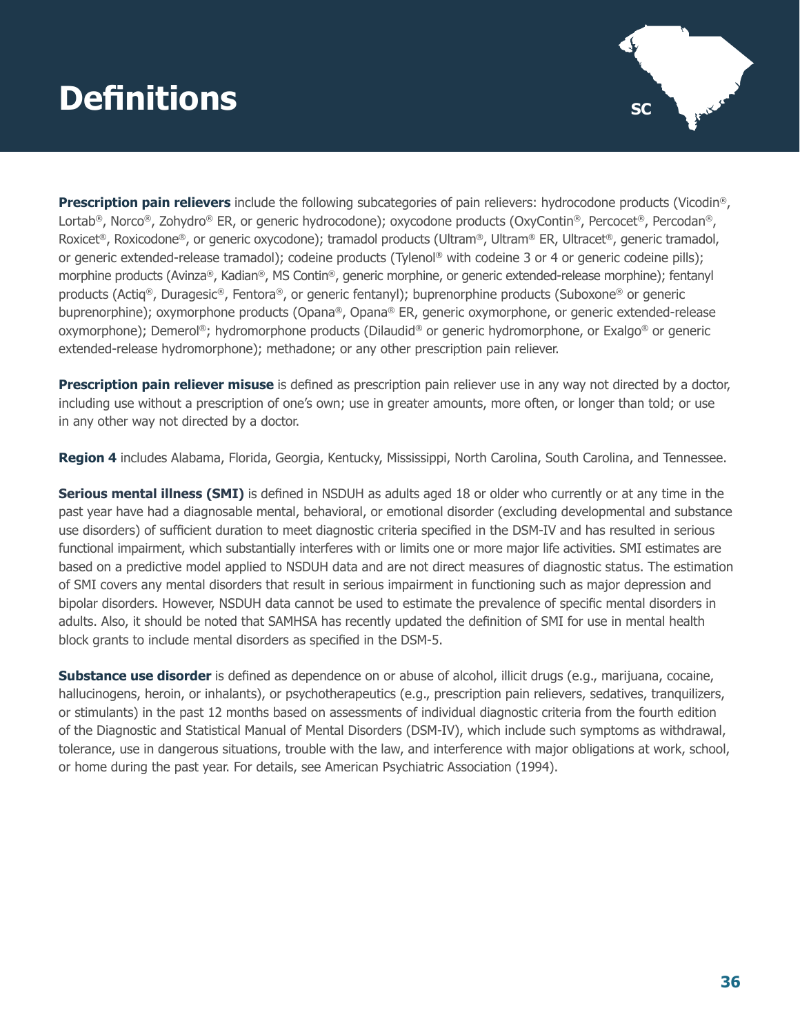# Definitions

**Prescription pain relievers** include the following subcategories of pain relievers: hydrocodone products (Vicodin®, Lortab®, Norco®, Zohydro® ER, or generic hydrocodone); oxycodone products (OxyContin®, Percocet®, Percodan®, Roxicet®, Roxicodone®, or generic oxycodone); tramadol products (Ultram®, Ultram® ER, Ultracet®, generic tramadol, or generic extended-release tramadol); codeine products (Tylenol® with codeine 3 or 4 or generic codeine pills); morphine products (Avinza®, Kadian®, MS Contin®, generic morphine, or generic extended-release morphine); fentanyl products (Actiq®, Duragesic®, Fentora®, or generic fentanyl); buprenorphine products (Suboxone® or generic buprenorphine); oxymorphone products (Opana®, Opana® ER, generic oxymorphone, or generic extended-release oxymorphone); Demerol®; hydromorphone products (Dilaudid® or generic hydromorphone, or Exalgo® or generic extended-release hydromorphone); methadone; or any other prescription pain reliever.

**Prescription pain reliever misuse** is defined as prescription pain reliever use in any way not directed by a doctor, including use without a prescription of one's own; use in greater amounts, more often, or longer than told; or use in any other way not directed by a doctor.

**Region 4** includes Alabama, Florida, Georgia, Kentucky, Mississippi, North Carolina, South Carolina, and Tennessee.

**Serious mental illness (SMI)** is defined in NSDUH as adults aged 18 or older who currently or at any time in the past year have had a diagnosable mental, behavioral, or emotional disorder (excluding developmental and substance use disorders) of sufficient duration to meet diagnostic criteria specified in the DSM-IV and has resulted in serious functional impairment, which substantially interferes with or limits one or more major life activities. SMI estimates are based on a predictive model applied to NSDUH data and are not direct measures of diagnostic status. The estimation of SMI covers any mental disorders that result in serious impairment in functioning such as major depression and bipolar disorders. However, NSDUH data cannot be used to estimate the prevalence of specific mental disorders in adults. Also, it should be noted that SAMHSA has recently updated the definition of SMI for use in mental health block grants to include mental disorders as specified in the DSM-5.

**Substance use disorder** is defined as dependence on or abuse of alcohol, illicit drugs (e.g., marijuana, cocaine, hallucinogens, heroin, or inhalants), or psychotherapeutics (e.g., prescription pain relievers, sedatives, tranquilizers, or stimulants) in the past 12 months based on assessments of individual diagnostic criteria from the fourth edition of the Diagnostic and Statistical Manual of Mental Disorders (DSM-IV), which include such symptoms as withdrawal, tolerance, use in dangerous situations, trouble with the law, and interference with major obligations at work, school, or home during the past year. For details, see American Psychiatric Association (1994).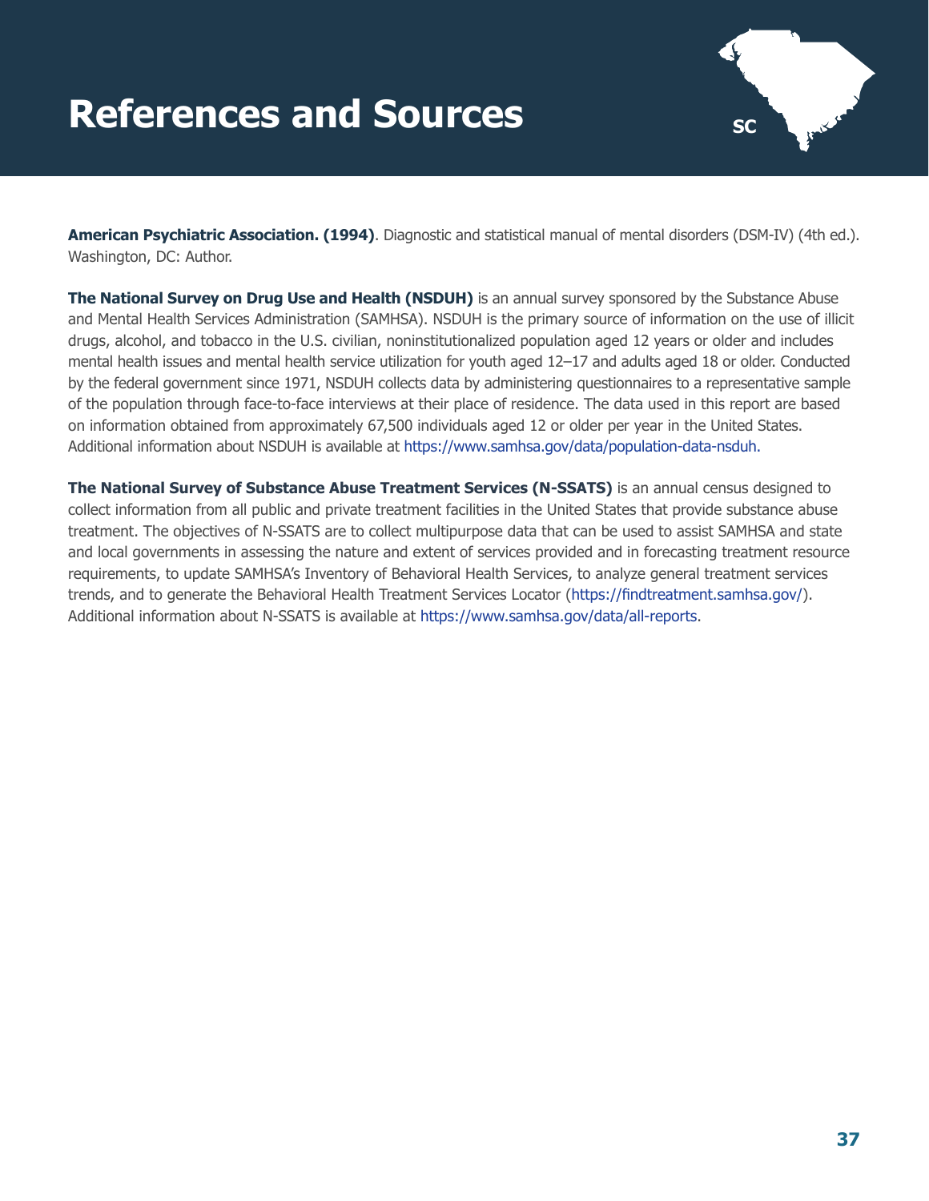# References and Sources

**American Psychiatric Association. (1994)**. Diagnostic and statistical manual of mental disorders (DSM-IV) (4th ed.). Washington, DC: Author.

**The National Survey on Drug Use and Health (NSDUH)** is an annual survey sponsored by the Substance Abuse and Mental Health Services Administration (SAMHSA). NSDUH is the primary source of information on the use of illicit drugs, alcohol, and tobacco in the U.S. civilian, noninstitutionalized population aged 12 years or older and includes mental health issues and mental health service utilization for youth aged 12–17 and adults aged 18 or older. Conducted by the federal government since 1971, NSDUH collects data by administering questionnaires to a representative sample of the population through face-to-face interviews at their place of residence. The data used in this report are based on information obtained from approximately 67,500 individuals aged 12 or older per year in the United States. Additional information about NSDUH is available at https://www.samhsa.gov/data/population-data-nsduh.

**The National Survey of Substance Abuse Treatment Services (N-SSATS)** is an annual census designed to collect information from all public and private treatment facilities in the United States that provide substance abuse treatment. The objectives of N-SSATS are to collect multipurpose data that can be used to assist SAMHSA and state and local governments in assessing the nature and extent of services provided and in forecasting treatment resource requirements, to update SAMHSA's Inventory of Behavioral Health Services, to analyze general treatment services trends, and to generate the Behavioral Health Treatment Services Locator (https://findtreatment.samhsa.gov/). Additional information about N-SSATS is available at https://www.samhsa.gov/data/all-reports.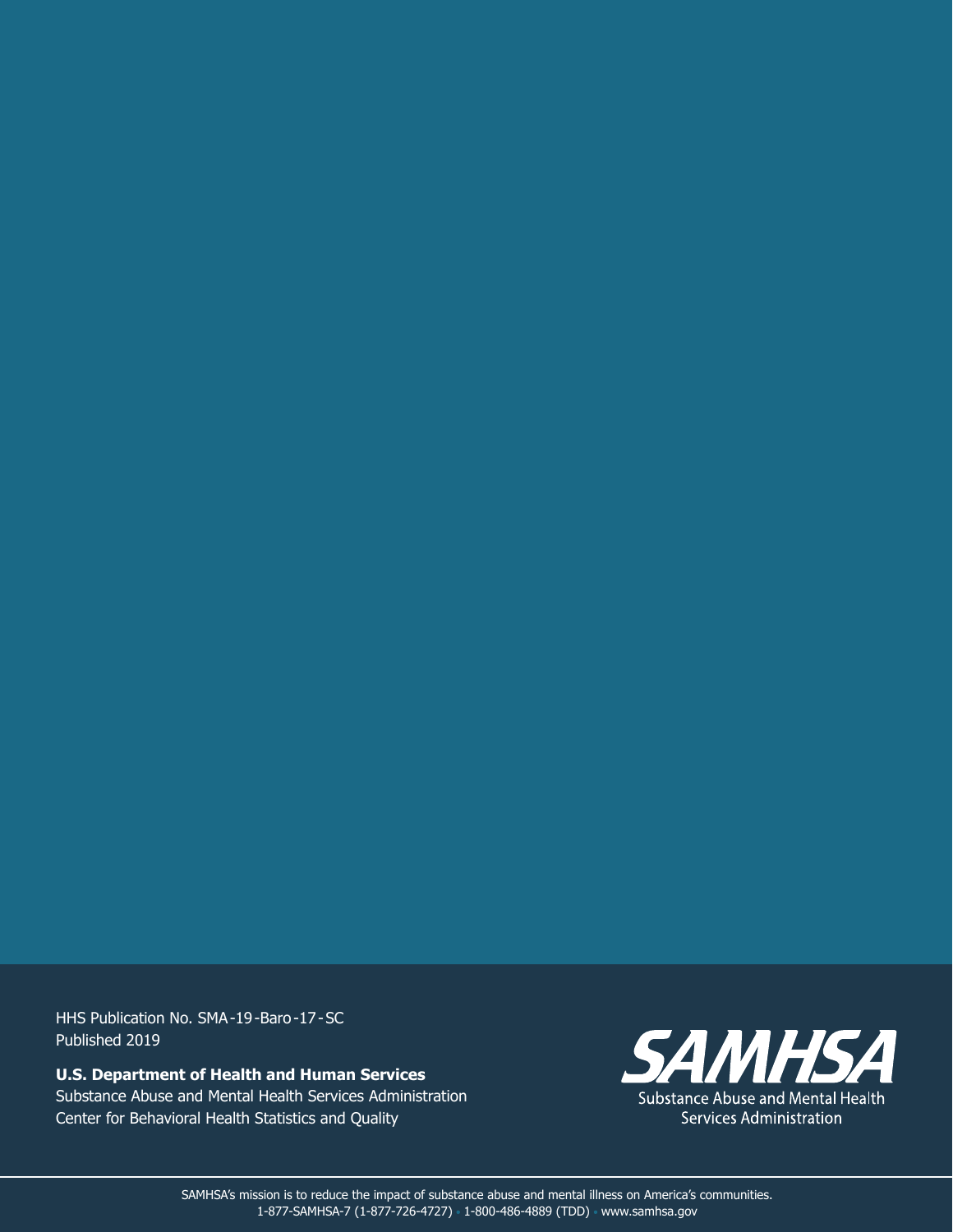HHS Publication No. SMA-19-Baro-17-SC
Published 2019

**U.S. Department of Health and Human Services**
Substance Abuse and Mental Health Services Administration
Center for Behavioral Health Statistics and Quality

SAMHSA
Substance Abuse and Mental Health Services Administration

SAMHSA's mission is to reduce the impact of substance abuse and mental illness on America's communities.
1-877-SAMHSA-7 (1-877-726-4727) • 1-800-486-4889 (TDD) • www.samhsa.gov